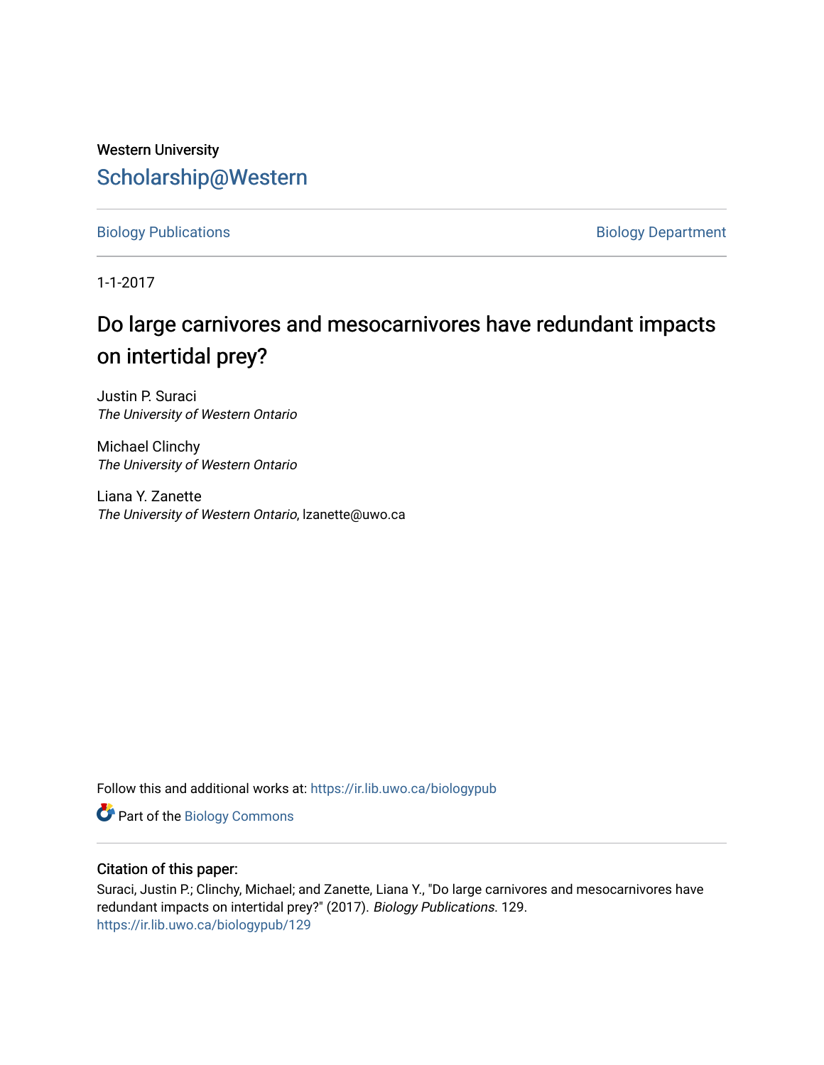Western University

# Scholarship@Western

Biology Publications

Biology Department

1-1-2017

## Do large carnivores and mesocarnivores have redundant impacts on intertidal prey?

Justin P. Suraci
*The University of Western Ontario*

Michael Clinchy
*The University of Western Ontario*

Liana Y. Zanette
*The University of Western Ontario*, lzanette@uwo.ca

Follow this and additional works at: https://ir.lib.uwo.ca/biologypub

Part of the Biology Commons

### Citation of this paper:

Suraci, Justin P.; Clinchy, Michael; and Zanette, Liana Y., "Do large carnivores and mesocarnivores have redundant impacts on intertidal prey?" (2017). *Biology Publications*. 129.
https://ir.lib.uwo.ca/biologypub/129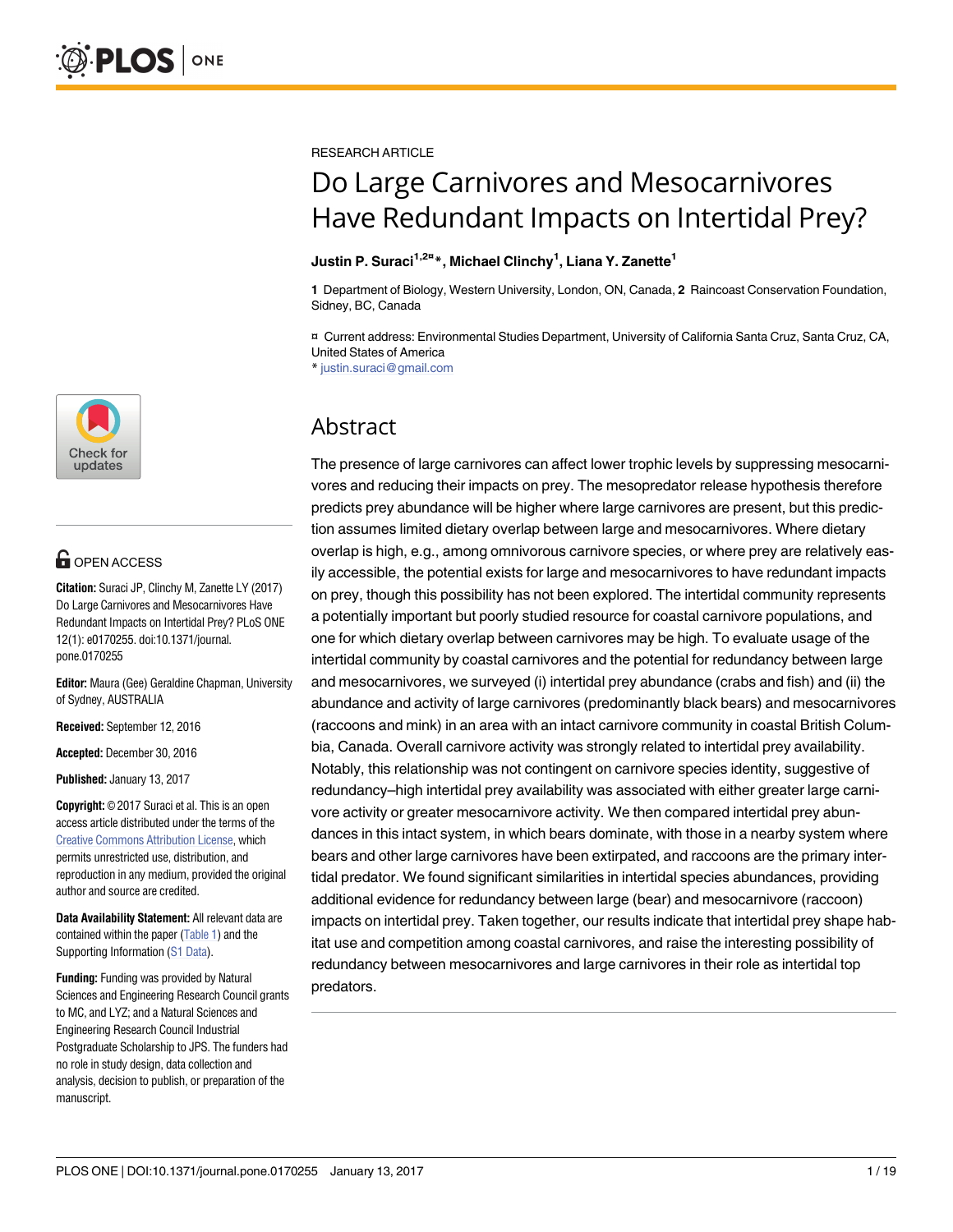RESEARCH ARTICLE

# Do Large Carnivores and Mesocarnivores Have Redundant Impacts on Intertidal Prey?

**Justin P. Suraci[1,2¤]\*, Michael Clinchy[1], Liana Y. Zanette[1]**

**1** Department of Biology, Western University, London, ON, Canada, **2** Raincoast Conservation Foundation, Sidney, BC, Canada

¤ Current address: Environmental Studies Department, University of California Santa Cruz, Santa Cruz, CA, United States of America

\* justin.suraci@gmail.com

OPEN ACCESS

**Citation:** Suraci JP, Clinchy M, Zanette LY (2017) Do Large Carnivores and Mesocarnivores Have Redundant Impacts on Intertidal Prey? PLoS ONE 12(1): e0170255. doi:10.1371/journal.pone.0170255

**Editor:** Maura (Gee) Geraldine Chapman, University of Sydney, AUSTRALIA

**Received:** September 12, 2016

**Accepted:** December 30, 2016

**Published:** January 13, 2017

**Copyright:** © 2017 Suraci et al. This is an open access article distributed under the terms of the Creative Commons Attribution License, which permits unrestricted use, distribution, and reproduction in any medium, provided the original author and source are credited.

**Data Availability Statement:** All relevant data are contained within the paper (Table 1) and the Supporting Information (S1 Data).

**Funding:** Funding was provided by Natural Sciences and Engineering Research Council grants to MC, and LYZ; and a Natural Sciences and Engineering Research Council Industrial Postgraduate Scholarship to JPS. The funders had no role in study design, data collection and analysis, decision to publish, or preparation of the manuscript.

## Abstract

The presence of large carnivores can affect lower trophic levels by suppressing mesocarnivores and reducing their impacts on prey. The mesopredator release hypothesis therefore predicts prey abundance will be higher where large carnivores are present, but this prediction assumes limited dietary overlap between large and mesocarnivores. Where dietary overlap is high, e.g., among omnivorous carnivore species, or where prey are relatively easily accessible, the potential exists for large and mesocarnivores to have redundant impacts on prey, though this possibility has not been explored. The intertidal community represents a potentially important but poorly studied resource for coastal carnivore populations, and one for which dietary overlap between carnivores may be high. To evaluate usage of the intertidal community by coastal carnivores and the potential for redundancy between large and mesocarnivores, we surveyed (i) intertidal prey abundance (crabs and fish) and (ii) the abundance and activity of large carnivores (predominantly black bears) and mesocarnivores (raccoons and mink) in an area with an intact carnivore community in coastal British Columbia, Canada. Overall carnivore activity was strongly related to intertidal prey availability. Notably, this relationship was not contingent on carnivore species identity, suggestive of redundancy–high intertidal prey availability was associated with either greater large carnivore activity or greater mesocarnivore activity. We then compared intertidal prey abundances in this intact system, in which bears dominate, with those in a nearby system where bears and other large carnivores have been extirpated, and raccoons are the primary intertidal predator. We found significant similarities in intertidal species abundances, providing additional evidence for redundancy between large (bear) and mesocarnivore (raccoon) impacts on intertidal prey. Taken together, our results indicate that intertidal prey shape habitat use and competition among coastal carnivores, and raise the interesting possibility of redundancy between mesocarnivores and large carnivores in their role as intertidal top predators.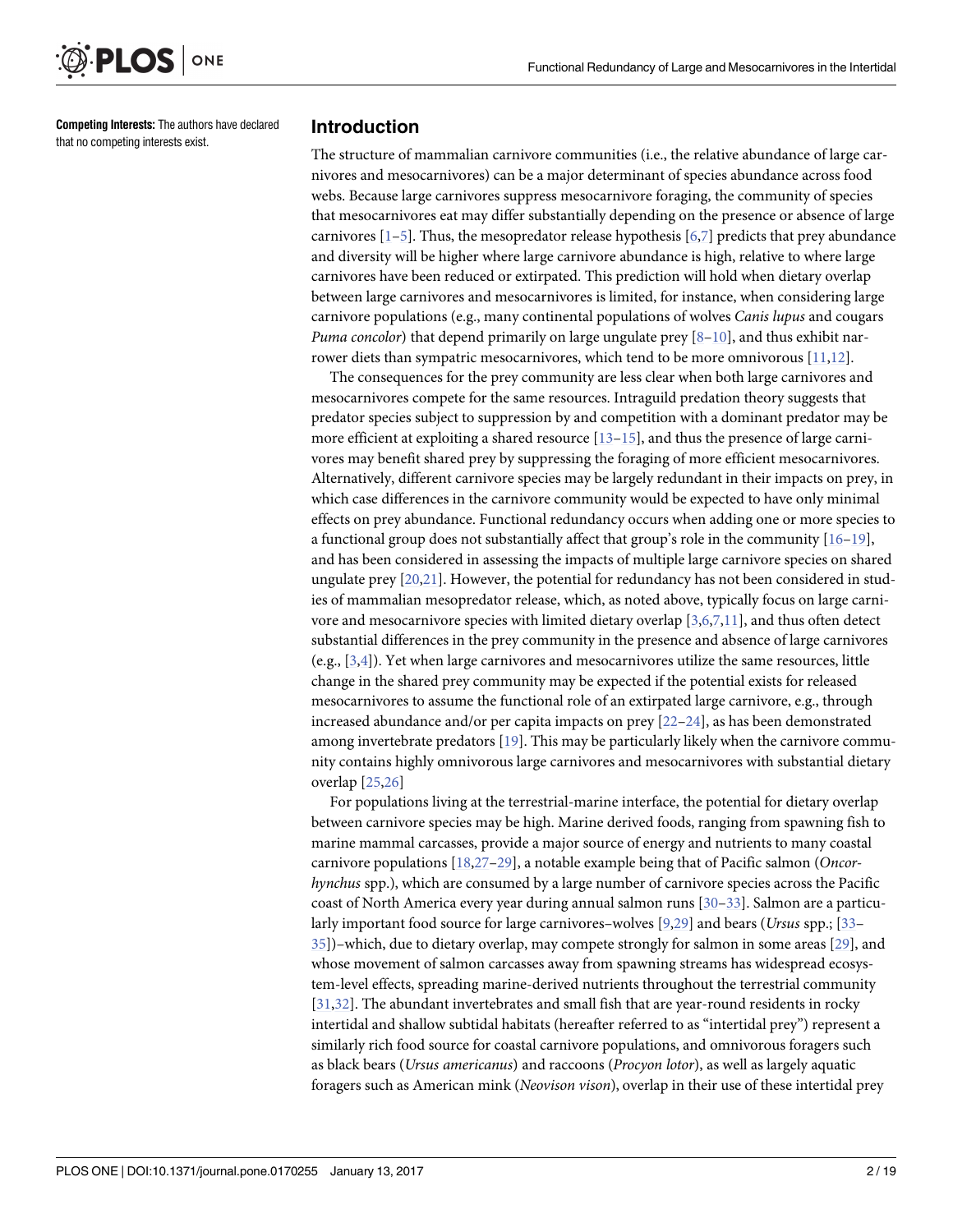**Competing Interests:** The authors have declared that no competing interests exist.

## Introduction

The structure of mammalian carnivore communities (i.e., the relative abundance of large carnivores and mesocarnivores) can be a major determinant of species abundance across food webs. Because large carnivores suppress mesocarnivore foraging, the community of species that mesocarnivores eat may differ substantially depending on the presence or absence of large carnivores [1–5]. Thus, the mesopredator release hypothesis [6,7] predicts that prey abundance and diversity will be higher where large carnivore abundance is high, relative to where large carnivores have been reduced or extirpated. This prediction will hold when dietary overlap between large carnivores and mesocarnivores is limited, for instance, when considering large carnivore populations (e.g., many continental populations of wolves *Canis lupus* and cougars *Puma concolor*) that depend primarily on large ungulate prey [8–10], and thus exhibit narrower diets than sympatric mesocarnivores, which tend to be more omnivorous [11,12].

The consequences for the prey community are less clear when both large carnivores and mesocarnivores compete for the same resources. Intraguild predation theory suggests that predator species subject to suppression by and competition with a dominant predator may be more efficient at exploiting a shared resource [13–15], and thus the presence of large carnivores may benefit shared prey by suppressing the foraging of more efficient mesocarnivores. Alternatively, different carnivore species may be largely redundant in their impacts on prey, in which case differences in the carnivore community would be expected to have only minimal effects on prey abundance. Functional redundancy occurs when adding one or more species to a functional group does not substantially affect that group's role in the community [16–19], and has been considered in assessing the impacts of multiple large carnivore species on shared ungulate prey [20,21]. However, the potential for redundancy has not been considered in studies of mammalian mesopredator release, which, as noted above, typically focus on large carnivore and mesocarnivore species with limited dietary overlap [3,6,7,11], and thus often detect substantial differences in the prey community in the presence and absence of large carnivores (e.g., [3,4]). Yet when large carnivores and mesocarnivores utilize the same resources, little change in the shared prey community may be expected if the potential exists for released mesocarnivores to assume the functional role of an extirpated large carnivore, e.g., through increased abundance and/or per capita impacts on prey [22–24], as has been demonstrated among invertebrate predators [19]. This may be particularly likely when the carnivore community contains highly omnivorous large carnivores and mesocarnivores with substantial dietary overlap [25,26]

For populations living at the terrestrial-marine interface, the potential for dietary overlap between carnivore species may be high. Marine derived foods, ranging from spawning fish to marine mammal carcasses, provide a major source of energy and nutrients to many coastal carnivore populations [18,27–29], a notable example being that of Pacific salmon (*Oncorhynchus* spp.), which are consumed by a large number of carnivore species across the Pacific coast of North America every year during annual salmon runs [30–33]. Salmon are a particularly important food source for large carnivores–wolves [9,29] and bears (*Ursus* spp.; [33–35])–which, due to dietary overlap, may compete strongly for salmon in some areas [29], and whose movement of salmon carcasses away from spawning streams has widespread ecosystem-level effects, spreading marine-derived nutrients throughout the terrestrial community [31,32]. The abundant invertebrates and small fish that are year-round residents in rocky intertidal and shallow subtidal habitats (hereafter referred to as "intertidal prey") represent a similarly rich food source for coastal carnivore populations, and omnivorous foragers such as black bears (*Ursus americanus*) and raccoons (*Procyon lotor*), as well as largely aquatic foragers such as American mink (*Neovison vison*), overlap in their use of these intertidal prey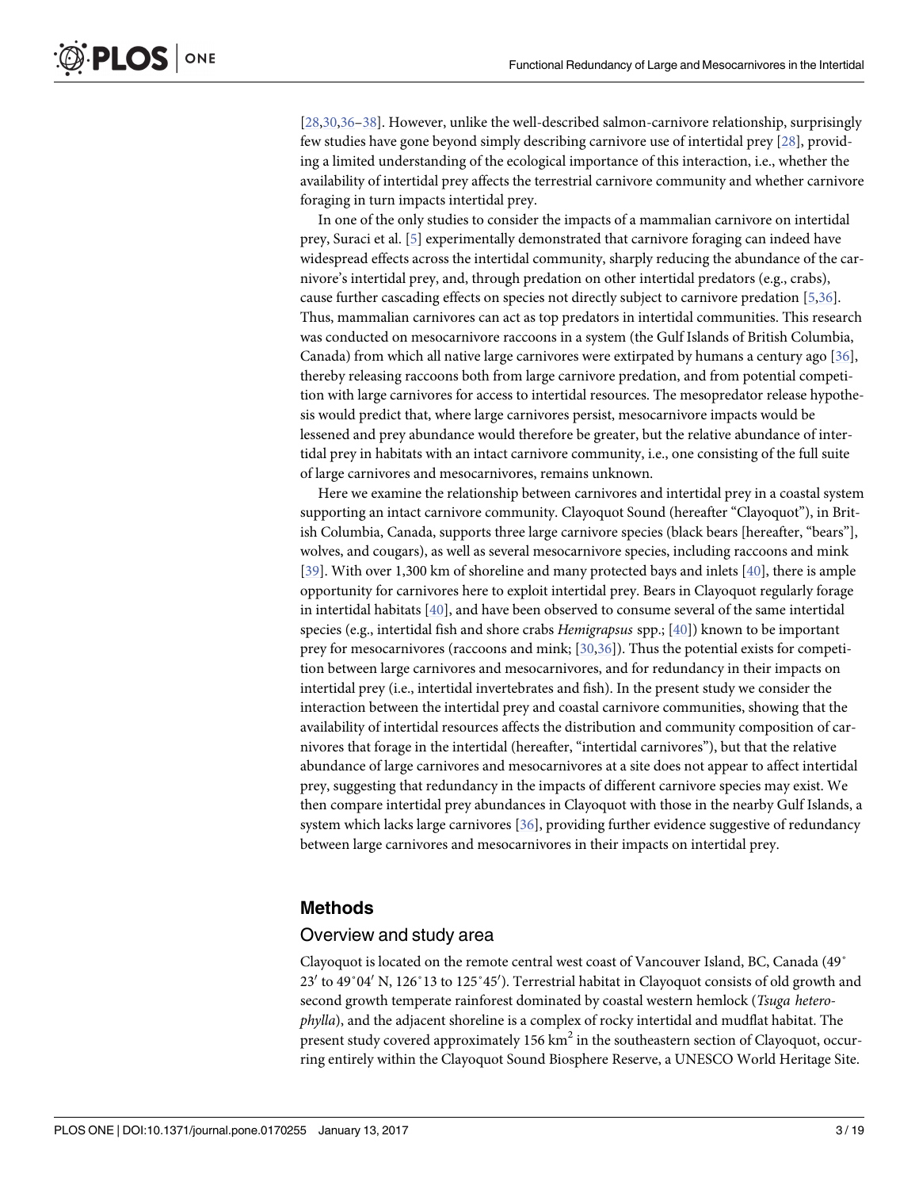[28,30,36–38]. However, unlike the well-described salmon-carnivore relationship, surprisingly few studies have gone beyond simply describing carnivore use of intertidal prey [28], providing a limited understanding of the ecological importance of this interaction, i.e., whether the availability of intertidal prey affects the terrestrial carnivore community and whether carnivore foraging in turn impacts intertidal prey.

In one of the only studies to consider the impacts of a mammalian carnivore on intertidal prey, Suraci et al. [5] experimentally demonstrated that carnivore foraging can indeed have widespread effects across the intertidal community, sharply reducing the abundance of the carnivore's intertidal prey, and, through predation on other intertidal predators (e.g., crabs), cause further cascading effects on species not directly subject to carnivore predation [5,36]. Thus, mammalian carnivores can act as top predators in intertidal communities. This research was conducted on mesocarnivore raccoons in a system (the Gulf Islands of British Columbia, Canada) from which all native large carnivores were extirpated by humans a century ago [36], thereby releasing raccoons both from large carnivore predation, and from potential competition with large carnivores for access to intertidal resources. The mesopredator release hypothesis would predict that, where large carnivores persist, mesocarnivore impacts would be lessened and prey abundance would therefore be greater, but the relative abundance of intertidal prey in habitats with an intact carnivore community, i.e., one consisting of the full suite of large carnivores and mesocarnivores, remains unknown.

Here we examine the relationship between carnivores and intertidal prey in a coastal system supporting an intact carnivore community. Clayoquot Sound (hereafter "Clayoquot"), in British Columbia, Canada, supports three large carnivore species (black bears [hereafter, "bears"], wolves, and cougars), as well as several mesocarnivore species, including raccoons and mink [39]. With over 1,300 km of shoreline and many protected bays and inlets [40], there is ample opportunity for carnivores here to exploit intertidal prey. Bears in Clayoquot regularly forage in intertidal habitats [40], and have been observed to consume several of the same intertidal species (e.g., intertidal fish and shore crabs *Hemigrapsus* spp.; [40]) known to be important prey for mesocarnivores (raccoons and mink; [30,36]). Thus the potential exists for competition between large carnivores and mesocarnivores, and for redundancy in their impacts on intertidal prey (i.e., intertidal invertebrates and fish). In the present study we consider the interaction between the intertidal prey and coastal carnivore communities, showing that the availability of intertidal resources affects the distribution and community composition of carnivores that forage in the intertidal (hereafter, "intertidal carnivores"), but that the relative abundance of large carnivores and mesocarnivores at a site does not appear to affect intertidal prey, suggesting that redundancy in the impacts of different carnivore species may exist. We then compare intertidal prey abundances in Clayoquot with those in the nearby Gulf Islands, a system which lacks large carnivores [36], providing further evidence suggestive of redundancy between large carnivores and mesocarnivores in their impacts on intertidal prey.

## Methods

### Overview and study area

Clayoquot is located on the remote central west coast of Vancouver Island, BC, Canada (49° 23′ to 49°04′ N, 126°13 to 125°45′). Terrestrial habitat in Clayoquot consists of old growth and second growth temperate rainforest dominated by coastal western hemlock (*Tsuga heterophylla*), and the adjacent shoreline is a complex of rocky intertidal and mudflat habitat. The present study covered approximately 156 km$^2$ in the southeastern section of Clayoquot, occurring entirely within the Clayoquot Sound Biosphere Reserve, a UNESCO World Heritage Site.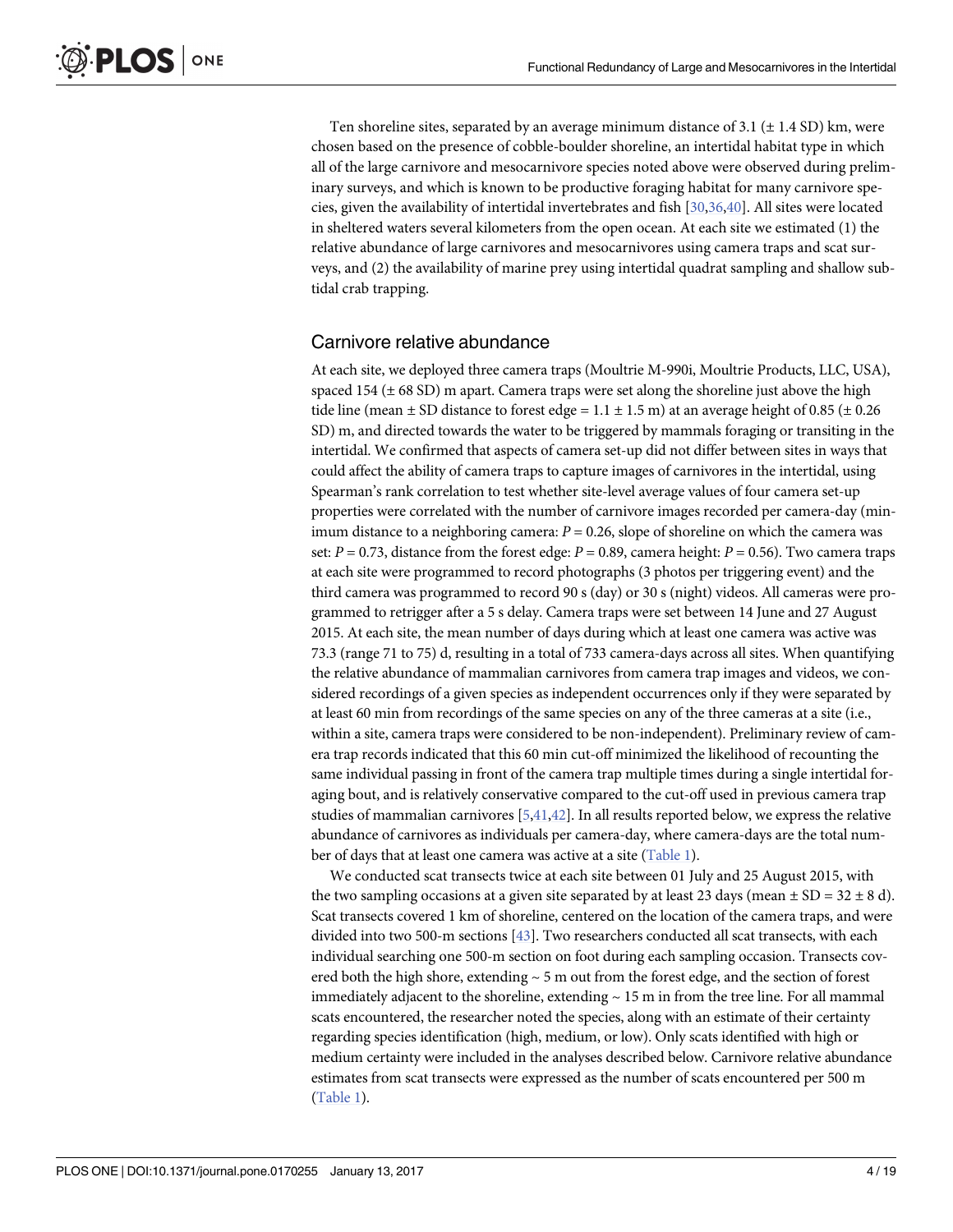Ten shoreline sites, separated by an average minimum distance of 3.1 (± 1.4 SD) km, were chosen based on the presence of cobble-boulder shoreline, an intertidal habitat type in which all of the large carnivore and mesocarnivore species noted above were observed during preliminary surveys, and which is known to be productive foraging habitat for many carnivore species, given the availability of intertidal invertebrates and fish [30,36,40]. All sites were located in sheltered waters several kilometers from the open ocean. At each site we estimated (1) the relative abundance of large carnivores and mesocarnivores using camera traps and scat surveys, and (2) the availability of marine prey using intertidal quadrat sampling and shallow subtidal crab trapping.

## Carnivore relative abundance

At each site, we deployed three camera traps (Moultrie M-990i, Moultrie Products, LLC, USA), spaced 154 (± 68 SD) m apart. Camera traps were set along the shoreline just above the high tide line (mean ± SD distance to forest edge = 1.1 ± 1.5 m) at an average height of 0.85 (± 0.26 SD) m, and directed towards the water to be triggered by mammals foraging or transiting in the intertidal. We confirmed that aspects of camera set-up did not differ between sites in ways that could affect the ability of camera traps to capture images of carnivores in the intertidal, using Spearman's rank correlation to test whether site-level average values of four camera set-up properties were correlated with the number of carnivore images recorded per camera-day (minimum distance to a neighboring camera: $P = 0.26$, slope of shoreline on which the camera was set: $P = 0.73$, distance from the forest edge: $P = 0.89$, camera height: $P = 0.56$). Two camera traps at each site were programmed to record photographs (3 photos per triggering event) and the third camera was programmed to record 90 s (day) or 30 s (night) videos. All cameras were programmed to retrigger after a 5 s delay. Camera traps were set between 14 June and 27 August 2015. At each site, the mean number of days during which at least one camera was active was 73.3 (range 71 to 75) d, resulting in a total of 733 camera-days across all sites. When quantifying the relative abundance of mammalian carnivores from camera trap images and videos, we considered recordings of a given species as independent occurrences only if they were separated by at least 60 min from recordings of the same species on any of the three cameras at a site (i.e., within a site, camera traps were considered to be non-independent). Preliminary review of camera trap records indicated that this 60 min cut-off minimized the likelihood of recounting the same individual passing in front of the camera trap multiple times during a single intertidal foraging bout, and is relatively conservative compared to the cut-off used in previous camera trap studies of mammalian carnivores [5,41,42]. In all results reported below, we express the relative abundance of carnivores as individuals per camera-day, where camera-days are the total number of days that at least one camera was active at a site (Table 1).

We conducted scat transects twice at each site between 01 July and 25 August 2015, with the two sampling occasions at a given site separated by at least 23 days (mean ± SD = 32 ± 8 d). Scat transects covered 1 km of shoreline, centered on the location of the camera traps, and were divided into two 500-m sections [43]. Two researchers conducted all scat transects, with each individual searching one 500-m section on foot during each sampling occasion. Transects covered both the high shore, extending ~ 5 m out from the forest edge, and the section of forest immediately adjacent to the shoreline, extending ~ 15 m in from the tree line. For all mammal scats encountered, the researcher noted the species, along with an estimate of their certainty regarding species identification (high, medium, or low). Only scats identified with high or medium certainty were included in the analyses described below. Carnivore relative abundance estimates from scat transects were expressed as the number of scats encountered per 500 m (Table 1).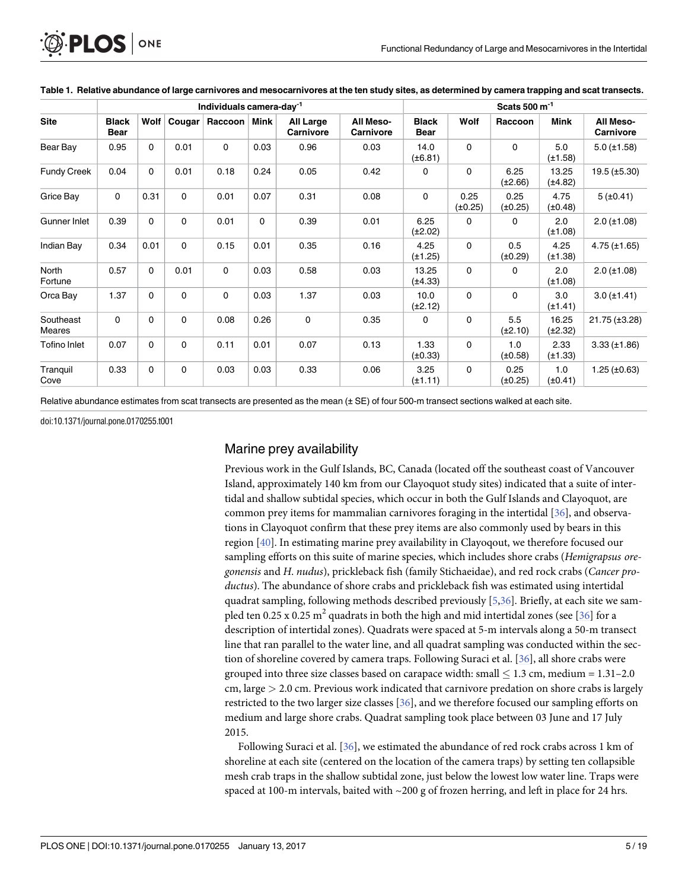**Table 1. Relative abundance of large carnivores and mesocarnivores at the ten study sites, as determined by camera trapping and scat transects.**

| Site | Individuals camera-day$^{-1}$ | | | | | | | Scats 500 m$^{-1}$ | | | | |
|---|---|---|---|---|---|---|---|---|---|---|---|---|
| | Black Bear | Wolf | Cougar | Raccoon | Mink | All Large Carnivore | All Meso-Carnivore | Black Bear | Wolf | Raccoon | Mink | All Meso-Carnivore |
| Bear Bay | 0.95 | 0 | 0.01 | 0 | 0.03 | 0.96 | 0.03 | 14.0 (±6.81) | 0 | 0 | 5.0 (±1.58) | 5.0 (±1.58) |
| Fundy Creek | 0.04 | 0 | 0.01 | 0.18 | 0.24 | 0.05 | 0.42 | 0 | 0 | 6.25 (±2.66) | 13.25 (±4.82) | 19.5 (±5.30) |
| Grice Bay | 0 | 0.31 | 0 | 0.01 | 0.07 | 0.31 | 0.08 | 0 | 0.25 (±0.25) | 0.25 (±0.25) | 4.75 (±0.48) | 5 (±0.41) |
| Gunner Inlet | 0.39 | 0 | 0 | 0.01 | 0 | 0.39 | 0.01 | 6.25 (±2.02) | 0 | 0 | 2.0 (±1.08) | 2.0 (±1.08) |
| Indian Bay | 0.34 | 0.01 | 0 | 0.15 | 0.01 | 0.35 | 0.16 | 4.25 (±1.25) | 0 | 0.5 (±0.29) | 4.25 (±1.38) | 4.75 (±1.65) |
| North Fortune | 0.57 | 0 | 0.01 | 0 | 0.03 | 0.58 | 0.03 | 13.25 (±4.33) | 0 | 0 | 2.0 (±1.08) | 2.0 (±1.08) |
| Orca Bay | 1.37 | 0 | 0 | 0 | 0.03 | 1.37 | 0.03 | 10.0 (±2.12) | 0 | 0 | 3.0 (±1.41) | 3.0 (±1.41) |
| Southeast Meares | 0 | 0 | 0 | 0.08 | 0.26 | 0 | 0.35 | 0 | 0 | 5.5 (±2.10) | 16.25 (±2.32) | 21.75 (±3.28) |
| Tofino Inlet | 0.07 | 0 | 0 | 0.11 | 0.01 | 0.07 | 0.13 | 1.33 (±0.33) | 0 | 1.0 (±0.58) | 2.33 (±1.33) | 3.33 (±1.86) |
| Tranquil Cove | 0.33 | 0 | 0 | 0.03 | 0.03 | 0.33 | 0.06 | 3.25 (±1.11) | 0 | 0.25 (±0.25) | 1.0 (±0.41) | 1.25 (±0.63) |

Relative abundance estimates from scat transects are presented as the mean (± SE) of four 500-m transect sections walked at each site.

doi:10.1371/journal.pone.0170255.t001

## Marine prey availability

Previous work in the Gulf Islands, BC, Canada (located off the southeast coast of Vancouver Island, approximately 140 km from our Clayoquot study sites) indicated that a suite of intertidal and shallow subtidal species, which occur in both the Gulf Islands and Clayoquot, are common prey items for mammalian carnivores foraging in the intertidal [36], and observations in Clayoquot confirm that these prey items are also commonly used by bears in this region [40]. In estimating marine prey availability in Clayoqout, we therefore focused our sampling efforts on this suite of marine species, which includes shore crabs (*Hemigrapsus oregonensis* and *H. nudus*), prickleback fish (family Stichaeidae), and red rock crabs (*Cancer productus*). The abundance of shore crabs and prickleback fish was estimated using intertidal quadrat sampling, following methods described previously [5,36]. Briefly, at each site we sampled ten 0.25 x 0.25 m$^2$ quadrats in both the high and mid intertidal zones (see [36] for a description of intertidal zones). Quadrats were spaced at 5-m intervals along a 50-m transect line that ran parallel to the water line, and all quadrat sampling was conducted within the section of shoreline covered by camera traps. Following Suraci et al. [36], all shore crabs were grouped into three size classes based on carapace width: small $\leq$ 1.3 cm, medium = 1.31–2.0 cm, large $>$ 2.0 cm. Previous work indicated that carnivore predation on shore crabs is largely restricted to the two larger size classes [36], and we therefore focused our sampling efforts on medium and large shore crabs. Quadrat sampling took place between 03 June and 17 July 2015.

Following Suraci et al. [36], we estimated the abundance of red rock crabs across 1 km of shoreline at each site (centered on the location of the camera traps) by setting ten collapsible mesh crab traps in the shallow subtidal zone, just below the lowest low water line. Traps were spaced at 100-m intervals, baited with ~200 g of frozen herring, and left in place for 24 hrs.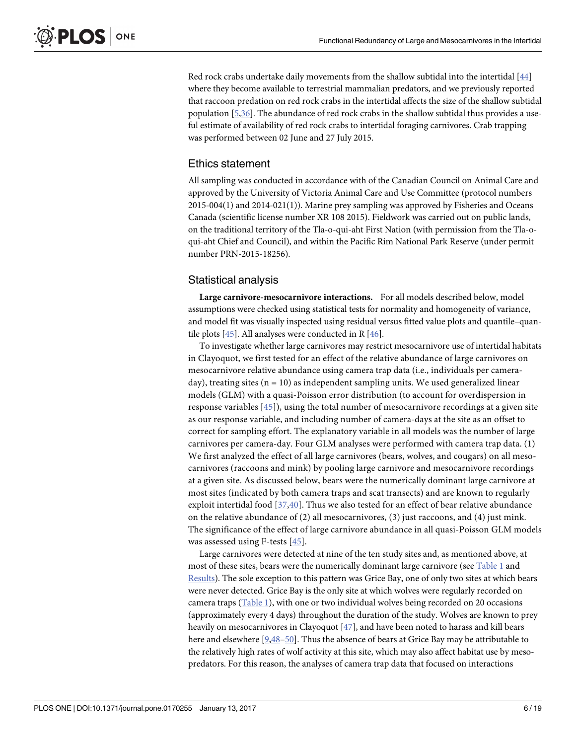Red rock crabs undertake daily movements from the shallow subtidal into the intertidal [44] where they become available to terrestrial mammalian predators, and we previously reported that raccoon predation on red rock crabs in the intertidal affects the size of the shallow subtidal population [5,36]. The abundance of red rock crabs in the shallow subtidal thus provides a useful estimate of availability of red rock crabs to intertidal foraging carnivores. Crab trapping was performed between 02 June and 27 July 2015.

## Ethics statement

All sampling was conducted in accordance with of the Canadian Council on Animal Care and approved by the University of Victoria Animal Care and Use Committee (protocol numbers 2015-004(1) and 2014-021(1)). Marine prey sampling was approved by Fisheries and Oceans Canada (scientific license number XR 108 2015). Fieldwork was carried out on public lands, on the traditional territory of the Tla-o-qui-aht First Nation (with permission from the Tla-o-qui-aht Chief and Council), and within the Pacific Rim National Park Reserve (under permit number PRN-2015-18256).

## Statistical analysis

**Large carnivore-mesocarnivore interactions.** For all models described below, model assumptions were checked using statistical tests for normality and homogeneity of variance, and model fit was visually inspected using residual versus fitted value plots and quantile–quantile plots [45]. All analyses were conducted in R [46].

To investigate whether large carnivores may restrict mesocarnivore use of intertidal habitats in Clayoquot, we first tested for an effect of the relative abundance of large carnivores on mesocarnivore relative abundance using camera trap data (i.e., individuals per camera-day), treating sites (n = 10) as independent sampling units. We used generalized linear models (GLM) with a quasi-Poisson error distribution (to account for overdispersion in response variables [45]), using the total number of mesocarnivore recordings at a given site as our response variable, and including number of camera-days at the site as an offset to correct for sampling effort. The explanatory variable in all models was the number of large carnivores per camera-day. Four GLM analyses were performed with camera trap data. (1) We first analyzed the effect of all large carnivores (bears, wolves, and cougars) on all mesocarnivores (raccoons and mink) by pooling large carnivore and mesocarnivore recordings at a given site. As discussed below, bears were the numerically dominant large carnivore at most sites (indicated by both camera traps and scat transects) and are known to regularly exploit intertidal food [37,40]. Thus we also tested for an effect of bear relative abundance on the relative abundance of (2) all mesocarnivores, (3) just raccoons, and (4) just mink. The significance of the effect of large carnivore abundance in all quasi-Poisson GLM models was assessed using F-tests [45].

Large carnivores were detected at nine of the ten study sites and, as mentioned above, at most of these sites, bears were the numerically dominant large carnivore (see Table 1 and Results). The sole exception to this pattern was Grice Bay, one of only two sites at which bears were never detected. Grice Bay is the only site at which wolves were regularly recorded on camera traps (Table 1), with one or two individual wolves being recorded on 20 occasions (approximately every 4 days) throughout the duration of the study. Wolves are known to prey heavily on mesocarnivores in Clayoquot [47], and have been noted to harass and kill bears here and elsewhere [9,48–50]. Thus the absence of bears at Grice Bay may be attributable to the relatively high rates of wolf activity at this site, which may also affect habitat use by mesopredators. For this reason, the analyses of camera trap data that focused on interactions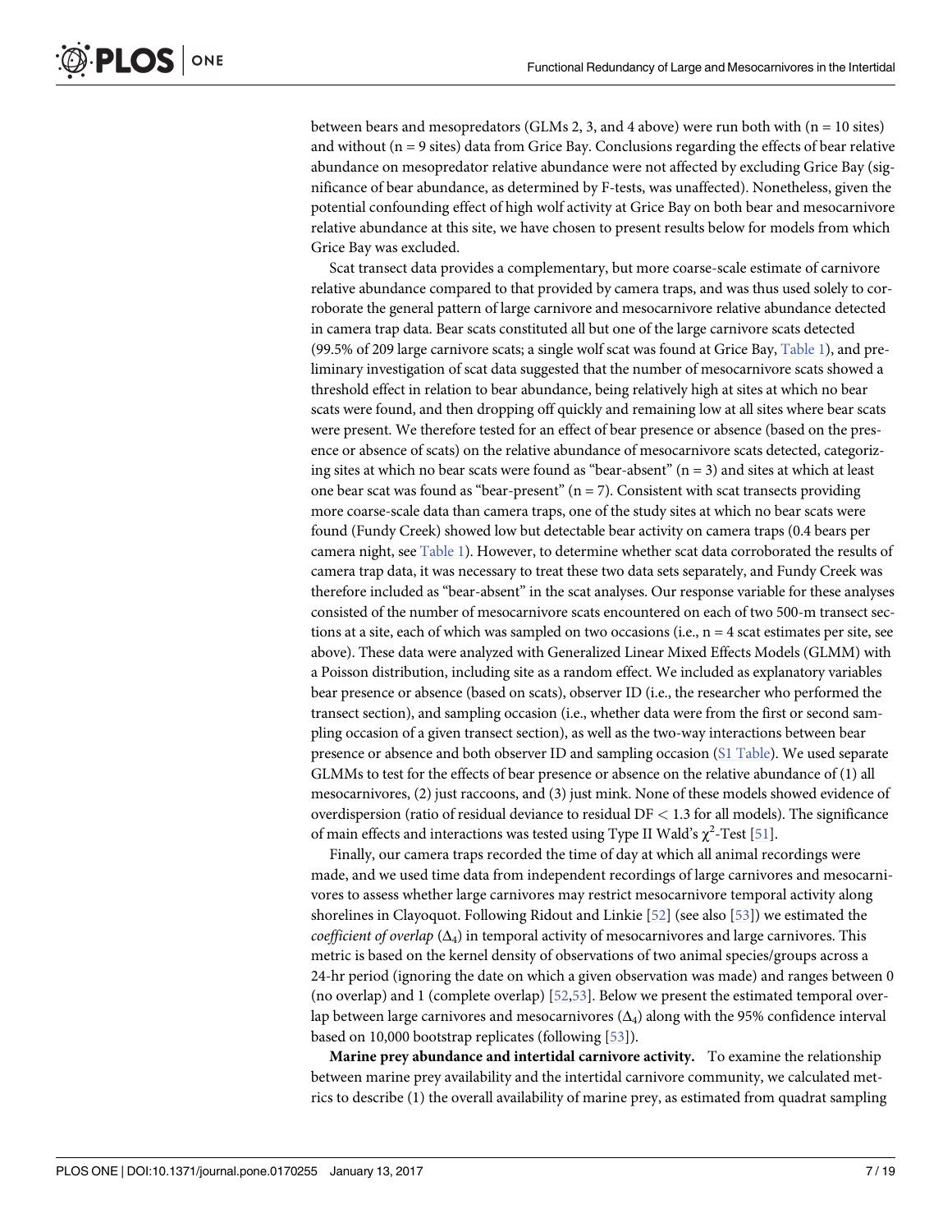between bears and mesopredators (GLMs 2, 3, and 4 above) were run both with (n = 10 sites) and without (n = 9 sites) data from Grice Bay. Conclusions regarding the effects of bear relative abundance on mesopredator relative abundance were not affected by excluding Grice Bay (significance of bear abundance, as determined by F-tests, was unaffected). Nonetheless, given the potential confounding effect of high wolf activity at Grice Bay on both bear and mesocarnivore relative abundance at this site, we have chosen to present results below for models from which Grice Bay was excluded.

Scat transect data provides a complementary, but more coarse-scale estimate of carnivore relative abundance compared to that provided by camera traps, and was thus used solely to corroborate the general pattern of large carnivore and mesocarnivore relative abundance detected in camera trap data. Bear scats constituted all but one of the large carnivore scats detected (99.5% of 209 large carnivore scats; a single wolf scat was found at Grice Bay, Table 1), and preliminary investigation of scat data suggested that the number of mesocarnivore scats showed a threshold effect in relation to bear abundance, being relatively high at sites at which no bear scats were found, and then dropping off quickly and remaining low at all sites where bear scats were present. We therefore tested for an effect of bear presence or absence (based on the presence or absence of scats) on the relative abundance of mesocarnivore scats detected, categorizing sites at which no bear scats were found as "bear-absent" (n = 3) and sites at which at least one bear scat was found as "bear-present" (n = 7). Consistent with scat transects providing more coarse-scale data than camera traps, one of the study sites at which no bear scats were found (Fundy Creek) showed low but detectable bear activity on camera traps (0.4 bears per camera night, see Table 1). However, to determine whether scat data corroborated the results of camera trap data, it was necessary to treat these two data sets separately, and Fundy Creek was therefore included as "bear-absent" in the scat analyses. Our response variable for these analyses consisted of the number of mesocarnivore scats encountered on each of two 500-m transect sections at a site, each of which was sampled on two occasions (i.e., n = 4 scat estimates per site, see above). These data were analyzed with Generalized Linear Mixed Effects Models (GLMM) with a Poisson distribution, including site as a random effect. We included as explanatory variables bear presence or absence (based on scats), observer ID (i.e., the researcher who performed the transect section), and sampling occasion (i.e., whether data were from the first or second sampling occasion of a given transect section), as well as the two-way interactions between bear presence or absence and both observer ID and sampling occasion (S1 Table). We used separate GLMMs to test for the effects of bear presence or absence on the relative abundance of (1) all mesocarnivores, (2) just raccoons, and (3) just mink. None of these models showed evidence of overdispersion (ratio of residual deviance to residual DF $< 1.3$ for all models). The significance of main effects and interactions was tested using Type II Wald's $\chi^2$-Test [51].

Finally, our camera traps recorded the time of day at which all animal recordings were made, and we used time data from independent recordings of large carnivores and mesocarnivores to assess whether large carnivores may restrict mesocarnivore temporal activity along shorelines in Clayoquot. Following Ridout and Linkie [52] (see also [53]) we estimated the *coefficient of overlap* ($\Delta_4$) in temporal activity of mesocarnivores and large carnivores. This metric is based on the kernel density of observations of two animal species/groups across a 24-hr period (ignoring the date on which a given observation was made) and ranges between 0 (no overlap) and 1 (complete overlap) [52,53]. Below we present the estimated temporal overlap between large carnivores and mesocarnivores ($\Delta_4$) along with the 95% confidence interval based on 10,000 bootstrap replicates (following [53]).

**Marine prey abundance and intertidal carnivore activity.** To examine the relationship between marine prey availability and the intertidal carnivore community, we calculated metrics to describe (1) the overall availability of marine prey, as estimated from quadrat sampling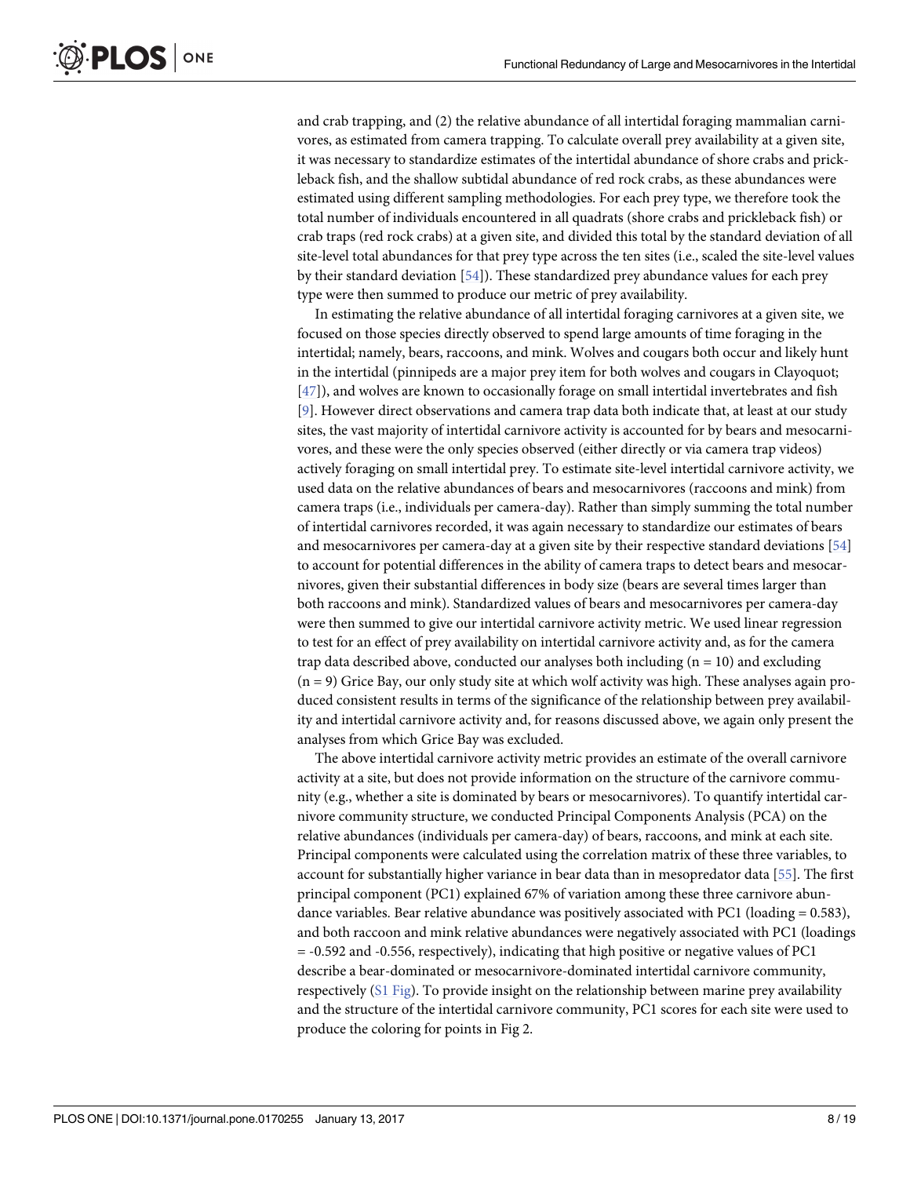and crab trapping, and (2) the relative abundance of all intertidal foraging mammalian carnivores, as estimated from camera trapping. To calculate overall prey availability at a given site, it was necessary to standardize estimates of the intertidal abundance of shore crabs and prickleback fish, and the shallow subtidal abundance of red rock crabs, as these abundances were estimated using different sampling methodologies. For each prey type, we therefore took the total number of individuals encountered in all quadrats (shore crabs and prickleback fish) or crab traps (red rock crabs) at a given site, and divided this total by the standard deviation of all site-level total abundances for that prey type across the ten sites (i.e., scaled the site-level values by their standard deviation [54]). These standardized prey abundance values for each prey type were then summed to produce our metric of prey availability.

In estimating the relative abundance of all intertidal foraging carnivores at a given site, we focused on those species directly observed to spend large amounts of time foraging in the intertidal; namely, bears, raccoons, and mink. Wolves and cougars both occur and likely hunt in the intertidal (pinnipeds are a major prey item for both wolves and cougars in Clayoquot; [47]), and wolves are known to occasionally forage on small intertidal invertebrates and fish [9]. However direct observations and camera trap data both indicate that, at least at our study sites, the vast majority of intertidal carnivore activity is accounted for by bears and mesocarnivores, and these were the only species observed (either directly or via camera trap videos) actively foraging on small intertidal prey. To estimate site-level intertidal carnivore activity, we used data on the relative abundances of bears and mesocarnivores (raccoons and mink) from camera traps (i.e., individuals per camera-day). Rather than simply summing the total number of intertidal carnivores recorded, it was again necessary to standardize our estimates of bears and mesocarnivores per camera-day at a given site by their respective standard deviations [54] to account for potential differences in the ability of camera traps to detect bears and mesocarnivores, given their substantial differences in body size (bears are several times larger than both raccoons and mink). Standardized values of bears and mesocarnivores per camera-day were then summed to give our intertidal carnivore activity metric. We used linear regression to test for an effect of prey availability on intertidal carnivore activity and, as for the camera trap data described above, conducted our analyses both including ($n = 10$) and excluding ($n = 9$) Grice Bay, our only study site at which wolf activity was high. These analyses again produced consistent results in terms of the significance of the relationship between prey availability and intertidal carnivore activity and, for reasons discussed above, we again only present the analyses from which Grice Bay was excluded.

The above intertidal carnivore activity metric provides an estimate of the overall carnivore activity at a site, but does not provide information on the structure of the carnivore community (e.g., whether a site is dominated by bears or mesocarnivores). To quantify intertidal carnivore community structure, we conducted Principal Components Analysis (PCA) on the relative abundances (individuals per camera-day) of bears, raccoons, and mink at each site. Principal components were calculated using the correlation matrix of these three variables, to account for substantially higher variance in bear data than in mesopredator data [55]. The first principal component (PC1) explained 67% of variation among these three carnivore abundance variables. Bear relative abundance was positively associated with PC1 (loading = 0.583), and both raccoon and mink relative abundances were negatively associated with PC1 (loadings = -0.592 and -0.556, respectively), indicating that high positive or negative values of PC1 describe a bear-dominated or mesocarnivore-dominated intertidal carnivore community, respectively (S1 Fig). To provide insight on the relationship between marine prey availability and the structure of the intertidal carnivore community, PC1 scores for each site were used to produce the coloring for points in Fig 2.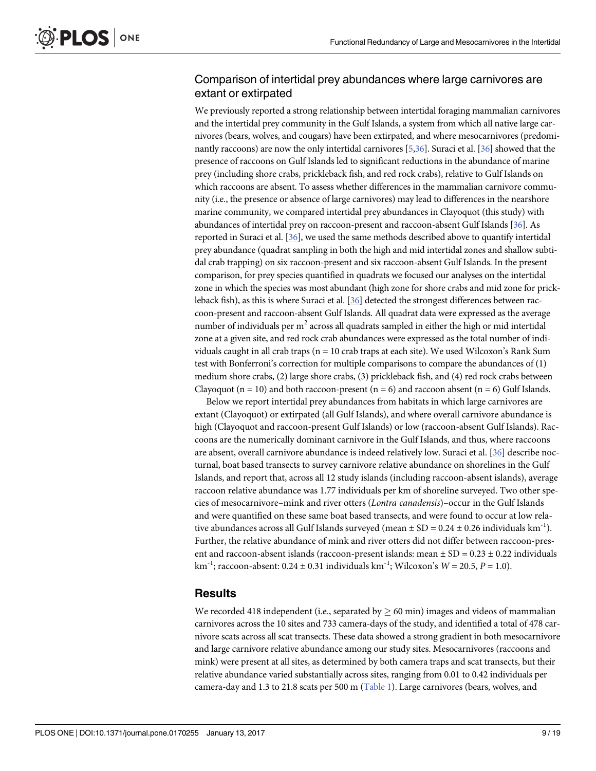### Comparison of intertidal prey abundances where large carnivores are extant or extirpated

We previously reported a strong relationship between intertidal foraging mammalian carnivores and the intertidal prey community in the Gulf Islands, a system from which all native large carnivores (bears, wolves, and cougars) have been extirpated, and where mesocarnivores (predominantly raccoons) are now the only intertidal carnivores [5,36]. Suraci et al. [36] showed that the presence of raccoons on Gulf Islands led to significant reductions in the abundance of marine prey (including shore crabs, prickleback fish, and red rock crabs), relative to Gulf Islands on which raccoons are absent. To assess whether differences in the mammalian carnivore community (i.e., the presence or absence of large carnivores) may lead to differences in the nearshore marine community, we compared intertidal prey abundances in Clayoquot (this study) with abundances of intertidal prey on raccoon-present and raccoon-absent Gulf Islands [36]. As reported in Suraci et al. [36], we used the same methods described above to quantify intertidal prey abundance (quadrat sampling in both the high and mid intertidal zones and shallow subtidal crab trapping) on six raccoon-present and six raccoon-absent Gulf Islands. In the present comparison, for prey species quantified in quadrats we focused our analyses on the intertidal zone in which the species was most abundant (high zone for shore crabs and mid zone for prickleback fish), as this is where Suraci et al. [36] detected the strongest differences between raccoon-present and raccoon-absent Gulf Islands. All quadrat data were expressed as the average number of individuals per $m^2$ across all quadrats sampled in either the high or mid intertidal zone at a given site, and red rock crab abundances were expressed as the total number of individuals caught in all crab traps ($n = 10$ crab traps at each site). We used Wilcoxon's Rank Sum test with Bonferroni's correction for multiple comparisons to compare the abundances of (1) medium shore crabs, (2) large shore crabs, (3) prickleback fish, and (4) red rock crabs between Clayoquot ($n = 10$) and both raccoon-present ($n = 6$) and raccoon absent ($n = 6$) Gulf Islands.

Below we report intertidal prey abundances from habitats in which large carnivores are extant (Clayoquot) or extirpated (all Gulf Islands), and where overall carnivore abundance is high (Clayoquot and raccoon-present Gulf Islands) or low (raccoon-absent Gulf Islands). Raccoons are the numerically dominant carnivore in the Gulf Islands, and thus, where raccoons are absent, overall carnivore abundance is indeed relatively low. Suraci et al. [36] describe nocturnal, boat based transects to survey carnivore relative abundance on shorelines in the Gulf Islands, and report that, across all 12 study islands (including raccoon-absent islands), average raccoon relative abundance was 1.77 individuals per km of shoreline surveyed. Two other species of mesocarnivore–mink and river otters (*Lontra canadensis*)–occur in the Gulf Islands and were quantified on these same boat based transects, and were found to occur at low relative abundances across all Gulf Islands surveyed (mean ± SD = 0.24 ± 0.26 individuals $km^{-1}$). Further, the relative abundance of mink and river otters did not differ between raccoon-present and raccoon-absent islands (raccoon-present islands: mean ± SD = 0.23 ± 0.22 individuals $km^{-1}$; raccoon-absent: 0.24 ± 0.31 individuals $km^{-1}$; Wilcoxon's $W = 20.5$, $P = 1.0$).

## Results

We recorded 418 independent (i.e., separated by $\geq$ 60 min) images and videos of mammalian carnivores across the 10 sites and 733 camera-days of the study, and identified a total of 478 carnivore scats across all scat transects. These data showed a strong gradient in both mesocarnivore and large carnivore relative abundance among our study sites. Mesocarnivores (raccoons and mink) were present at all sites, as determined by both camera traps and scat transects, but their relative abundance varied substantially across sites, ranging from 0.01 to 0.42 individuals per camera-day and 1.3 to 21.8 scats per 500 m (Table 1). Large carnivores (bears, wolves, and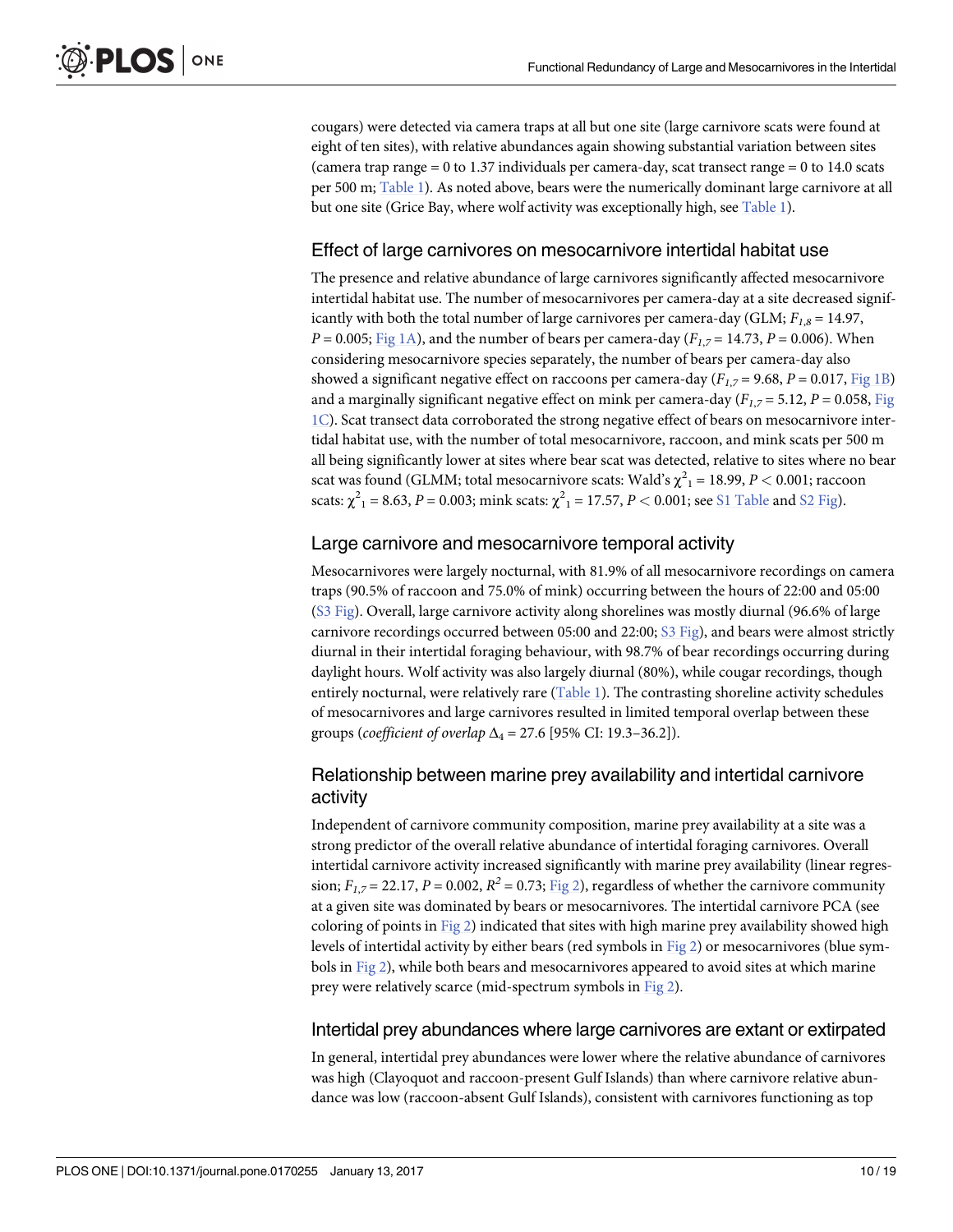cougars) were detected via camera traps at all but one site (large carnivore scats were found at eight of ten sites), with relative abundances again showing substantial variation between sites (camera trap range = 0 to 1.37 individuals per camera-day, scat transect range = 0 to 14.0 scats per 500 m; Table 1). As noted above, bears were the numerically dominant large carnivore at all but one site (Grice Bay, where wolf activity was exceptionally high, see Table 1).

## Effect of large carnivores on mesocarnivore intertidal habitat use

The presence and relative abundance of large carnivores significantly affected mesocarnivore intertidal habitat use. The number of mesocarnivores per camera-day at a site decreased significantly with both the total number of large carnivores per camera-day (GLM; $F_{1,8} = 14.97$, $P = 0.005$; Fig 1A), and the number of bears per camera-day ($F_{1,7} = 14.73$, $P = 0.006$). When considering mesocarnivore species separately, the number of bears per camera-day also showed a significant negative effect on raccoons per camera-day ($F_{1,7} = 9.68$, $P = 0.017$, Fig 1B) and a marginally significant negative effect on mink per camera-day ($F_{1,7} = 5.12$, $P = 0.058$, Fig 1C). Scat transect data corroborated the strong negative effect of bears on mesocarnivore intertidal habitat use, with the number of total mesocarnivore, raccoon, and mink scats per 500 m all being significantly lower at sites where bear scat was detected, relative to sites where no bear scat was found (GLMM; total mesocarnivore scats: Wald's $\chi^2_1 = 18.99$, $P < 0.001$; raccoon scats: $\chi^2_1 = 8.63$, $P = 0.003$; mink scats: $\chi^2_1 = 17.57$, $P < 0.001$; see S1 Table and S2 Fig).

## Large carnivore and mesocarnivore temporal activity

Mesocarnivores were largely nocturnal, with 81.9% of all mesocarnivore recordings on camera traps (90.5% of raccoon and 75.0% of mink) occurring between the hours of 22:00 and 05:00 (S3 Fig). Overall, large carnivore activity along shorelines was mostly diurnal (96.6% of large carnivore recordings occurred between 05:00 and 22:00; S3 Fig), and bears were almost strictly diurnal in their intertidal foraging behaviour, with 98.7% of bear recordings occurring during daylight hours. Wolf activity was also largely diurnal (80%), while cougar recordings, though entirely nocturnal, were relatively rare (Table 1). The contrasting shoreline activity schedules of mesocarnivores and large carnivores resulted in limited temporal overlap between these groups (*coefficient of overlap* $\Delta_4 = 27.6$ [95% CI: 19.3–36.2]).

## Relationship between marine prey availability and intertidal carnivore activity

Independent of carnivore community composition, marine prey availability at a site was a strong predictor of the overall relative abundance of intertidal foraging carnivores. Overall intertidal carnivore activity increased significantly with marine prey availability (linear regression; $F_{1,7} = 22.17$, $P = 0.002$, $R^2 = 0.73$; Fig 2), regardless of whether the carnivore community at a given site was dominated by bears or mesocarnivores. The intertidal carnivore PCA (see coloring of points in Fig 2) indicated that sites with high marine prey availability showed high levels of intertidal activity by either bears (red symbols in Fig 2) or mesocarnivores (blue symbols in Fig 2), while both bears and mesocarnivores appeared to avoid sites at which marine prey were relatively scarce (mid-spectrum symbols in Fig 2).

## Intertidal prey abundances where large carnivores are extant or extirpated

In general, intertidal prey abundances were lower where the relative abundance of carnivores was high (Clayoquot and raccoon-present Gulf Islands) than where carnivore relative abundance was low (raccoon-absent Gulf Islands), consistent with carnivores functioning as top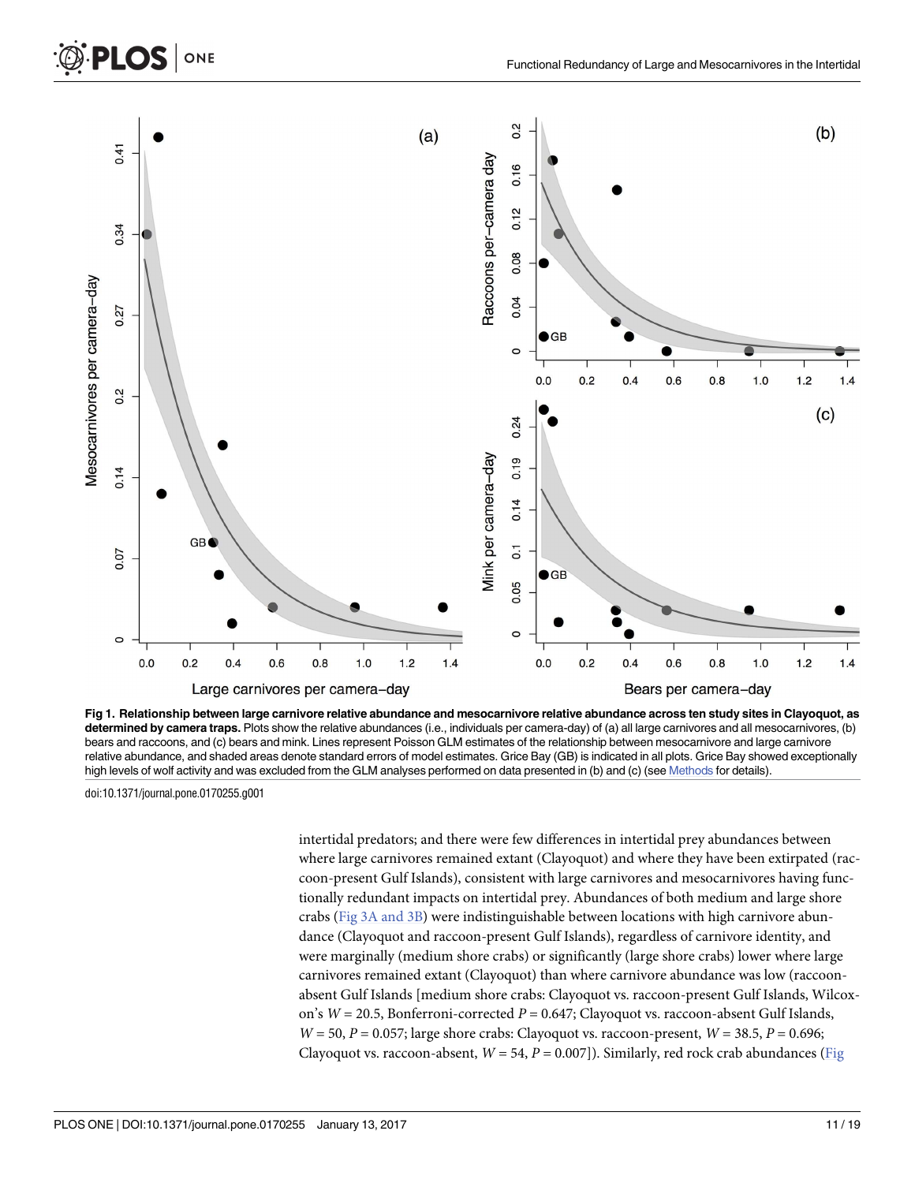**Fig 1. Relationship between large carnivore relative abundance and mesocarnivore relative abundance across ten study sites in Clayoquot, as determined by camera traps.** Plots show the relative abundances (i.e., individuals per camera-day) of (a) all large carnivores and all mesocarnivores, (b) bears and raccoons, and (c) bears and mink. Lines represent Poisson GLM estimates of the relationship between mesocarnivore and large carnivore relative abundance, and shaded areas denote standard errors of model estimates. Grice Bay (GB) is indicated in all plots. Grice Bay showed exceptionally high levels of wolf activity and was excluded from the GLM analyses performed on data presented in (b) and (c) (see Methods for details).

doi:10.1371/journal.pone.0170255.g001

intertidal predators; and there were few differences in intertidal prey abundances between where large carnivores remained extant (Clayoquot) and where they have been extirpated (raccoon-present Gulf Islands), consistent with large carnivores and mesocarnivores having functionally redundant impacts on intertidal prey. Abundances of both medium and large shore crabs (Fig 3A and 3B) were indistinguishable between locations with high carnivore abundance (Clayoquot and raccoon-present Gulf Islands), regardless of carnivore identity, and were marginally (medium shore crabs) or significantly (large shore crabs) lower where large carnivores remained extant (Clayoquot) than where carnivore abundance was low (raccoon-absent Gulf Islands [medium shore crabs: Clayoquot vs. raccoon-present Gulf Islands, Wilcoxon's $W = 20.5$, Bonferroni-corrected $P = 0.647$; Clayoquot vs. raccoon-absent Gulf Islands, $W = 50$, $P = 0.057$; large shore crabs: Clayoquot vs. raccoon-present, $W = 38.5$, $P = 0.696$; Clayoquot vs. raccoon-absent, $W = 54$, $P = 0.007$]). Similarly, red rock crab abundances (Fig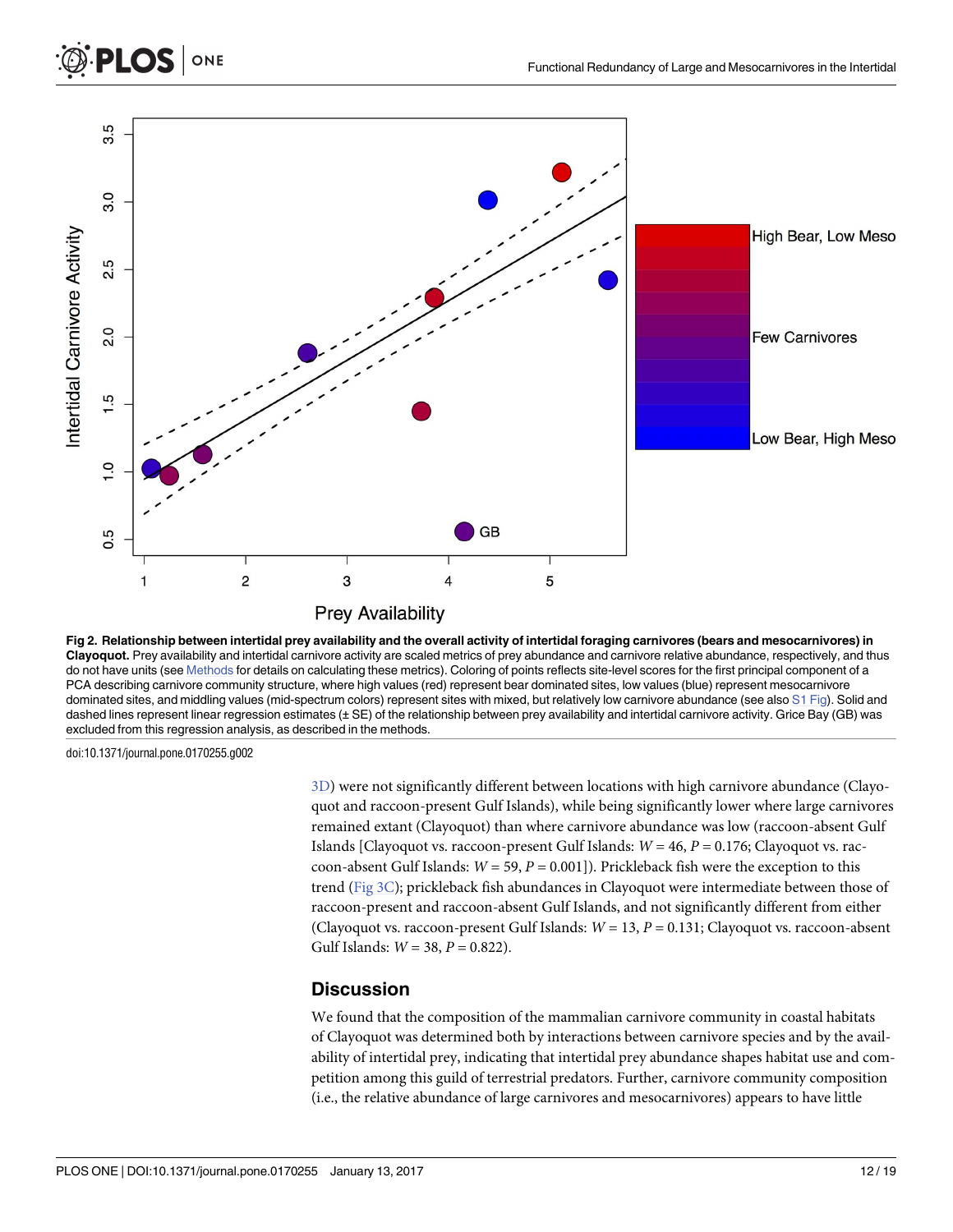**Fig 2. Relationship between intertidal prey availability and the overall activity of intertidal foraging carnivores (bears and mesocarnivores) in Clayoquot.** Prey availability and intertidal carnivore activity are scaled metrics of prey abundance and carnivore relative abundance, respectively, and thus do not have units (see Methods for details on calculating these metrics). Coloring of points reflects site-level scores for the first principal component of a PCA describing carnivore community structure, where high values (red) represent bear dominated sites, low values (blue) represent mesocarnivore dominated sites, and middling values (mid-spectrum colors) represent sites with mixed, but relatively low carnivore abundance (see also S1 Fig). Solid and dashed lines represent linear regression estimates (± SE) of the relationship between prey availability and intertidal carnivore activity. Grice Bay (GB) was excluded from this regression analysis, as described in the methods.

doi:10.1371/journal.pone.0170255.g002

3D) were not significantly different between locations with high carnivore abundance (Clayoquot and raccoon-present Gulf Islands), while being significantly lower where large carnivores remained extant (Clayoquot) than where carnivore abundance was low (raccoon-absent Gulf Islands [Clayoquot vs. raccoon-present Gulf Islands: $W = 46$, $P = 0.176$; Clayoquot vs. raccoon-absent Gulf Islands: $W = 59$, $P = 0.001$]). Prickleback fish were the exception to this trend (Fig 3C); prickleback fish abundances in Clayoquot were intermediate between those of raccoon-present and raccoon-absent Gulf Islands, and not significantly different from either (Clayoquot vs. raccoon-present Gulf Islands: $W = 13$, $P = 0.131$; Clayoquot vs. raccoon-absent Gulf Islands: $W = 38$, $P = 0.822$).

## Discussion

We found that the composition of the mammalian carnivore community in coastal habitats of Clayoquot was determined both by interactions between carnivore species and by the availability of intertidal prey, indicating that intertidal prey abundance shapes habitat use and competition among this guild of terrestrial predators. Further, carnivore community composition (i.e., the relative abundance of large carnivores and mesocarnivores) appears to have little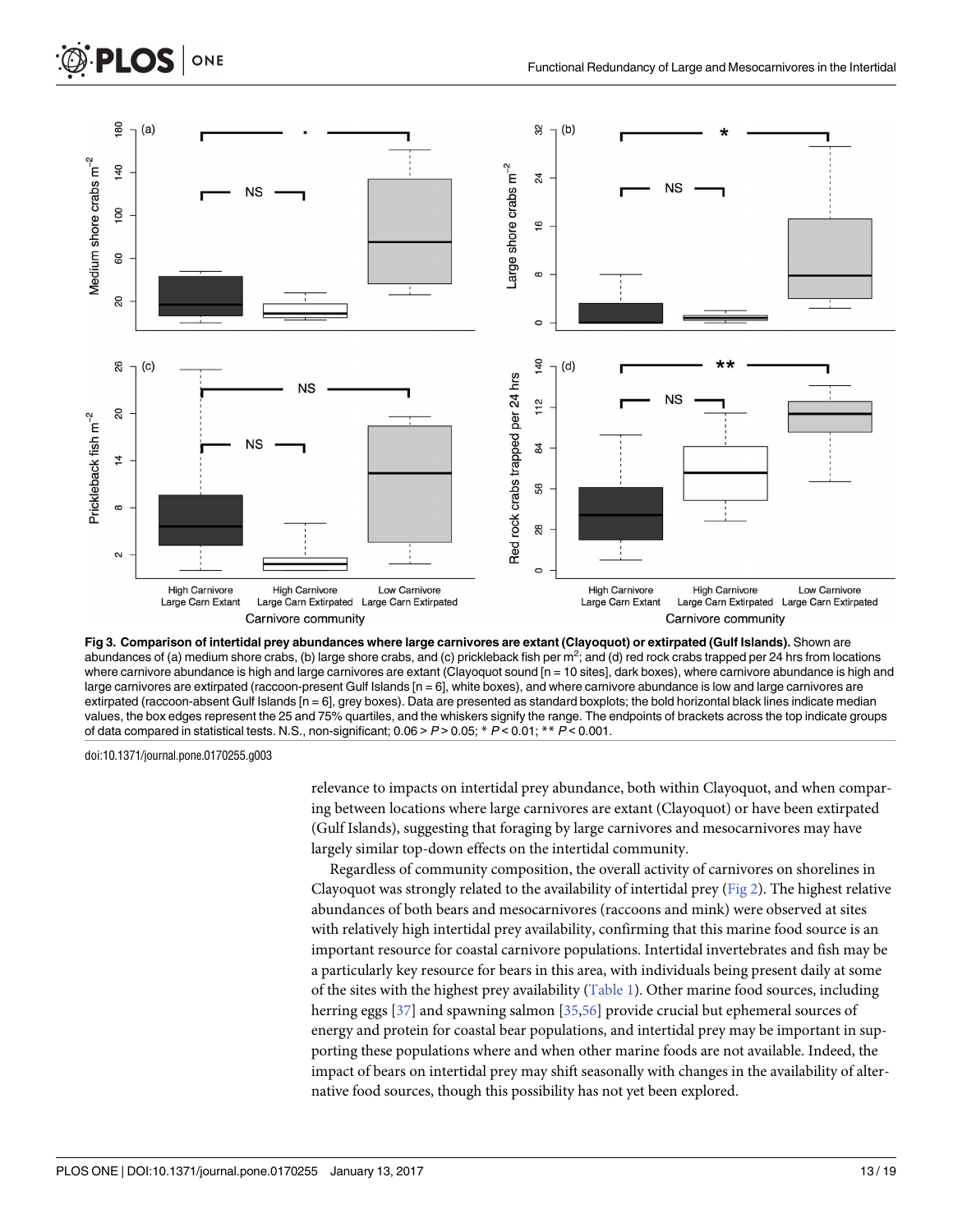**Fig 3. Comparison of intertidal prey abundances where large carnivores are extant (Clayoquot) or extirpated (Gulf Islands).** Shown are abundances of (a) medium shore crabs, (b) large shore crabs, and (c) prickleback fish per $m^2$; and (d) red rock crabs trapped per 24 hrs from locations where carnivore abundance is high and large carnivores are extant (Clayoquot sound [n = 10 sites], dark boxes), where carnivore abundance is high and large carnivores are extirpated (raccoon-present Gulf Islands [n = 6], white boxes), and where carnivore abundance is low and large carnivores are extirpated (raccoon-absent Gulf Islands [n = 6], grey boxes). Data are presented as standard boxplots; the bold horizontal black lines indicate median values, the box edges represent the 25 and 75% quartiles, and the whiskers signify the range. The endpoints of brackets across the top indicate groups of data compared in statistical tests. N.S., non-significant; 0.06 > $P$ > 0.05; * $P$ < 0.01; ** $P$ < 0.001.

doi:10.1371/journal.pone.0170255.g003

relevance to impacts on intertidal prey abundance, both within Clayoquot, and when comparing between locations where large carnivores are extant (Clayoquot) or have been extirpated (Gulf Islands), suggesting that foraging by large carnivores and mesocarnivores may have largely similar top-down effects on the intertidal community.

Regardless of community composition, the overall activity of carnivores on shorelines in Clayoquot was strongly related to the availability of intertidal prey (Fig 2). The highest relative abundances of both bears and mesocarnivores (raccoons and mink) were observed at sites with relatively high intertidal prey availability, confirming that this marine food source is an important resource for coastal carnivore populations. Intertidal invertebrates and fish may be a particularly key resource for bears in this area, with individuals being present daily at some of the sites with the highest prey availability (Table 1). Other marine food sources, including herring eggs [37] and spawning salmon [35,56] provide crucial but ephemeral sources of energy and protein for coastal bear populations, and intertidal prey may be important in supporting these populations where and when other marine foods are not available. Indeed, the impact of bears on intertidal prey may shift seasonally with changes in the availability of alternative food sources, though this possibility has not yet been explored.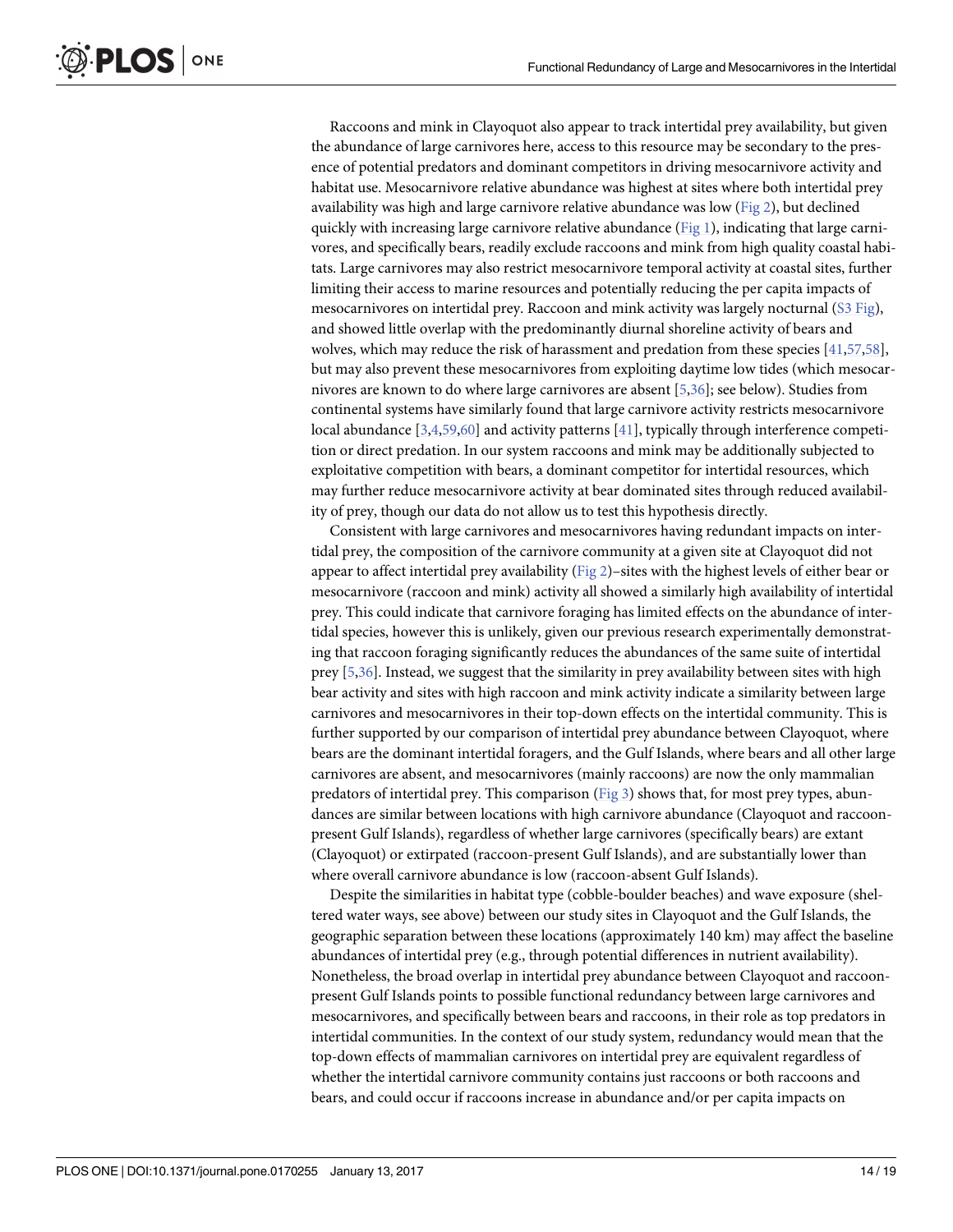Raccoons and mink in Clayoquot also appear to track intertidal prey availability, but given the abundance of large carnivores here, access to this resource may be secondary to the presence of potential predators and dominant competitors in driving mesocarnivore activity and habitat use. Mesocarnivore relative abundance was highest at sites where both intertidal prey availability was high and large carnivore relative abundance was low (Fig 2), but declined quickly with increasing large carnivore relative abundance (Fig 1), indicating that large carnivores, and specifically bears, readily exclude raccoons and mink from high quality coastal habitats. Large carnivores may also restrict mesocarnivore temporal activity at coastal sites, further limiting their access to marine resources and potentially reducing the per capita impacts of mesocarnivores on intertidal prey. Raccoon and mink activity was largely nocturnal (S3 Fig), and showed little overlap with the predominantly diurnal shoreline activity of bears and wolves, which may reduce the risk of harassment and predation from these species [41,57,58], but may also prevent these mesocarnivores from exploiting daytime low tides (which mesocarnivores are known to do where large carnivores are absent [5,36]; see below). Studies from continental systems have similarly found that large carnivore activity restricts mesocarnivore local abundance [3,4,59,60] and activity patterns [41], typically through interference competition or direct predation. In our system raccoons and mink may be additionally subjected to exploitative competition with bears, a dominant competitor for intertidal resources, which may further reduce mesocarnivore activity at bear dominated sites through reduced availability of prey, though our data do not allow us to test this hypothesis directly.

Consistent with large carnivores and mesocarnivores having redundant impacts on intertidal prey, the composition of the carnivore community at a given site at Clayoquot did not appear to affect intertidal prey availability (Fig 2)–sites with the highest levels of either bear or mesocarnivore (raccoon and mink) activity all showed a similarly high availability of intertidal prey. This could indicate that carnivore foraging has limited effects on the abundance of intertidal species, however this is unlikely, given our previous research experimentally demonstrating that raccoon foraging significantly reduces the abundances of the same suite of intertidal prey [5,36]. Instead, we suggest that the similarity in prey availability between sites with high bear activity and sites with high raccoon and mink activity indicate a similarity between large carnivores and mesocarnivores in their top-down effects on the intertidal community. This is further supported by our comparison of intertidal prey abundance between Clayoquot, where bears are the dominant intertidal foragers, and the Gulf Islands, where bears and all other large carnivores are absent, and mesocarnivores (mainly raccoons) are now the only mammalian predators of intertidal prey. This comparison (Fig 3) shows that, for most prey types, abundances are similar between locations with high carnivore abundance (Clayoquot and raccoon-present Gulf Islands), regardless of whether large carnivores (specifically bears) are extant (Clayoquot) or extirpated (raccoon-present Gulf Islands), and are substantially lower than where overall carnivore abundance is low (raccoon-absent Gulf Islands).

Despite the similarities in habitat type (cobble-boulder beaches) and wave exposure (sheltered water ways, see above) between our study sites in Clayoquot and the Gulf Islands, the geographic separation between these locations (approximately 140 km) may affect the baseline abundances of intertidal prey (e.g., through potential differences in nutrient availability). Nonetheless, the broad overlap in intertidal prey abundance between Clayoquot and raccoon-present Gulf Islands points to possible functional redundancy between large carnivores and mesocarnivores, and specifically between bears and raccoons, in their role as top predators in intertidal communities. In the context of our study system, redundancy would mean that the top-down effects of mammalian carnivores on intertidal prey are equivalent regardless of whether the intertidal carnivore community contains just raccoons or both raccoons and bears, and could occur if raccoons increase in abundance and/or per capita impacts on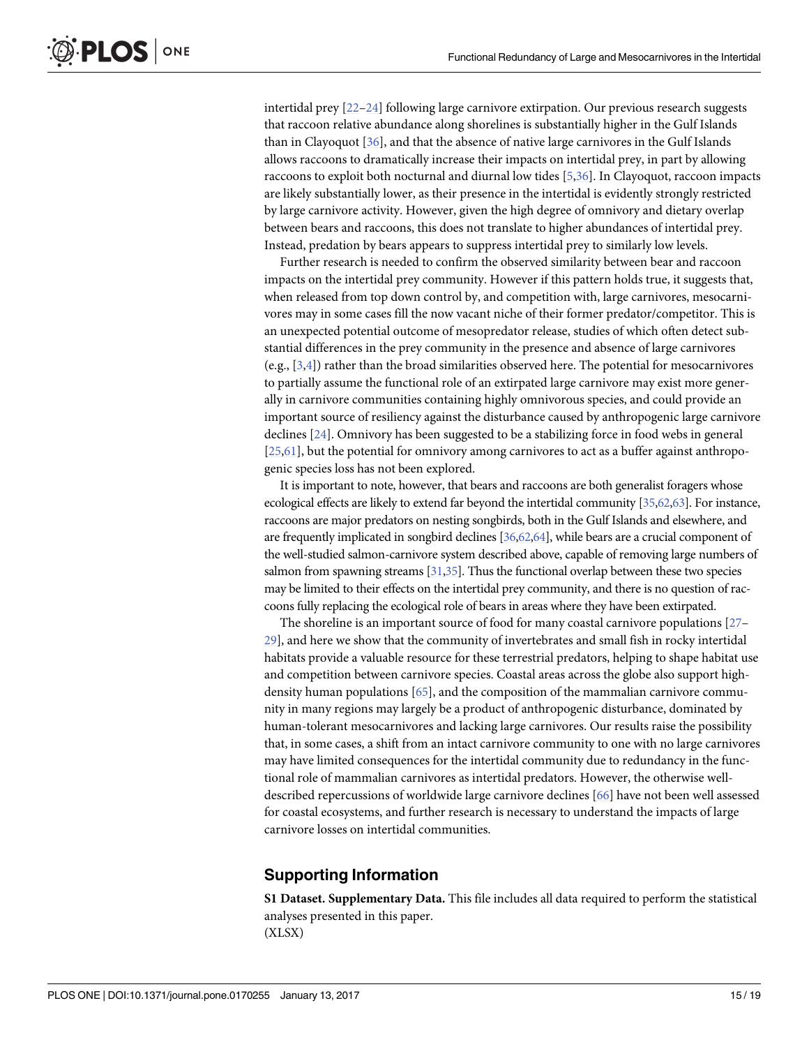intertidal prey [22–24] following large carnivore extirpation. Our previous research suggests that raccoon relative abundance along shorelines is substantially higher in the Gulf Islands than in Clayoquot [36], and that the absence of native large carnivores in the Gulf Islands allows raccoons to dramatically increase their impacts on intertidal prey, in part by allowing raccoons to exploit both nocturnal and diurnal low tides [5,36]. In Clayoquot, raccoon impacts are likely substantially lower, as their presence in the intertidal is evidently strongly restricted by large carnivore activity. However, given the high degree of omnivory and dietary overlap between bears and raccoons, this does not translate to higher abundances of intertidal prey. Instead, predation by bears appears to suppress intertidal prey to similarly low levels.

Further research is needed to confirm the observed similarity between bear and raccoon impacts on the intertidal prey community. However if this pattern holds true, it suggests that, when released from top down control by, and competition with, large carnivores, mesocarnivores may in some cases fill the now vacant niche of their former predator/competitor. This is an unexpected potential outcome of mesopredator release, studies of which often detect substantial differences in the prey community in the presence and absence of large carnivores (e.g., [3,4]) rather than the broad similarities observed here. The potential for mesocarnivores to partially assume the functional role of an extirpated large carnivore may exist more generally in carnivore communities containing highly omnivorous species, and could provide an important source of resiliency against the disturbance caused by anthropogenic large carnivore declines [24]. Omnivory has been suggested to be a stabilizing force in food webs in general [25,61], but the potential for omnivory among carnivores to act as a buffer against anthropogenic species loss has not been explored.

It is important to note, however, that bears and raccoons are both generalist foragers whose ecological effects are likely to extend far beyond the intertidal community [35,62,63]. For instance, raccoons are major predators on nesting songbirds, both in the Gulf Islands and elsewhere, and are frequently implicated in songbird declines [36,62,64], while bears are a crucial component of the well-studied salmon-carnivore system described above, capable of removing large numbers of salmon from spawning streams [31,35]. Thus the functional overlap between these two species may be limited to their effects on the intertidal prey community, and there is no question of raccoons fully replacing the ecological role of bears in areas where they have been extirpated.

The shoreline is an important source of food for many coastal carnivore populations [27–29], and here we show that the community of invertebrates and small fish in rocky intertidal habitats provide a valuable resource for these terrestrial predators, helping to shape habitat use and competition between carnivore species. Coastal areas across the globe also support high-density human populations [65], and the composition of the mammalian carnivore community in many regions may largely be a product of anthropogenic disturbance, dominated by human-tolerant mesocarnivores and lacking large carnivores. Our results raise the possibility that, in some cases, a shift from an intact carnivore community to one with no large carnivores may have limited consequences for the intertidal community due to redundancy in the functional role of mammalian carnivores as intertidal predators. However, the otherwise well-described repercussions of worldwide large carnivore declines [66] have not been well assessed for coastal ecosystems, and further research is necessary to understand the impacts of large carnivore losses on intertidal communities.

## Supporting Information

**S1 Dataset. Supplementary Data.** This file includes all data required to perform the statistical analyses presented in this paper.
(XLSX)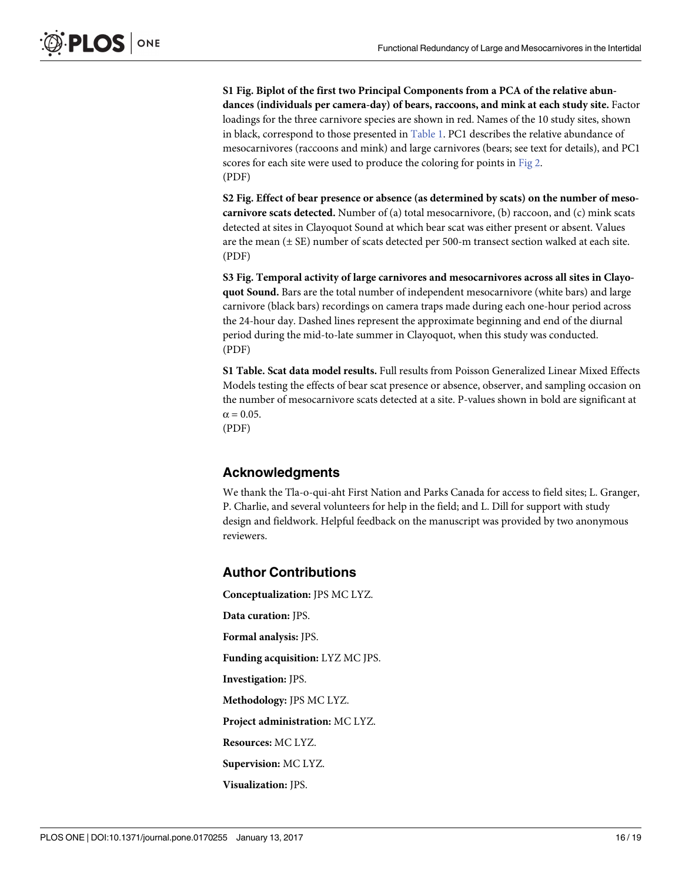**S1 Fig. Biplot of the first two Principal Components from a PCA of the relative abundances (individuals per camera-day) of bears, raccoons, and mink at each study site.** Factor loadings for the three carnivore species are shown in red. Names of the 10 study sites, shown in black, correspond to those presented in Table 1. PC1 describes the relative abundance of mesocarnivores (raccoons and mink) and large carnivores (bears; see text for details), and PC1 scores for each site were used to produce the coloring for points in Fig 2.
(PDF)

**S2 Fig. Effect of bear presence or absence (as determined by scats) on the number of mesocarnivore scats detected.** Number of (a) total mesocarnivore, (b) raccoon, and (c) mink scats detected at sites in Clayoquot Sound at which bear scat was either present or absent. Values are the mean (± SE) number of scats detected per 500-m transect section walked at each site.
(PDF)

**S3 Fig. Temporal activity of large carnivores and mesocarnivores across all sites in Clayoquot Sound.** Bars are the total number of independent mesocarnivore (white bars) and large carnivore (black bars) recordings on camera traps made during each one-hour period across the 24-hour day. Dashed lines represent the approximate beginning and end of the diurnal period during the mid-to-late summer in Clayoquot, when this study was conducted.
(PDF)

**S1 Table. Scat data model results.** Full results from Poisson Generalized Linear Mixed Effects Models testing the effects of bear scat presence or absence, observer, and sampling occasion on the number of mesocarnivore scats detected at a site. P-values shown in bold are significant at $\alpha = 0.05$.
(PDF)

## Acknowledgments

We thank the Tla-o-qui-aht First Nation and Parks Canada for access to field sites; L. Granger, P. Charlie, and several volunteers for help in the field; and L. Dill for support with study design and fieldwork. Helpful feedback on the manuscript was provided by two anonymous reviewers.

## Author Contributions

**Conceptualization:** JPS MC LYZ.

**Data curation:** JPS.

**Formal analysis:** JPS.

**Funding acquisition:** LYZ MC JPS.

**Investigation:** JPS.

**Methodology:** JPS MC LYZ.

**Project administration:** MC LYZ.

**Resources:** MC LYZ.

**Supervision:** MC LYZ.

**Visualization:** JPS.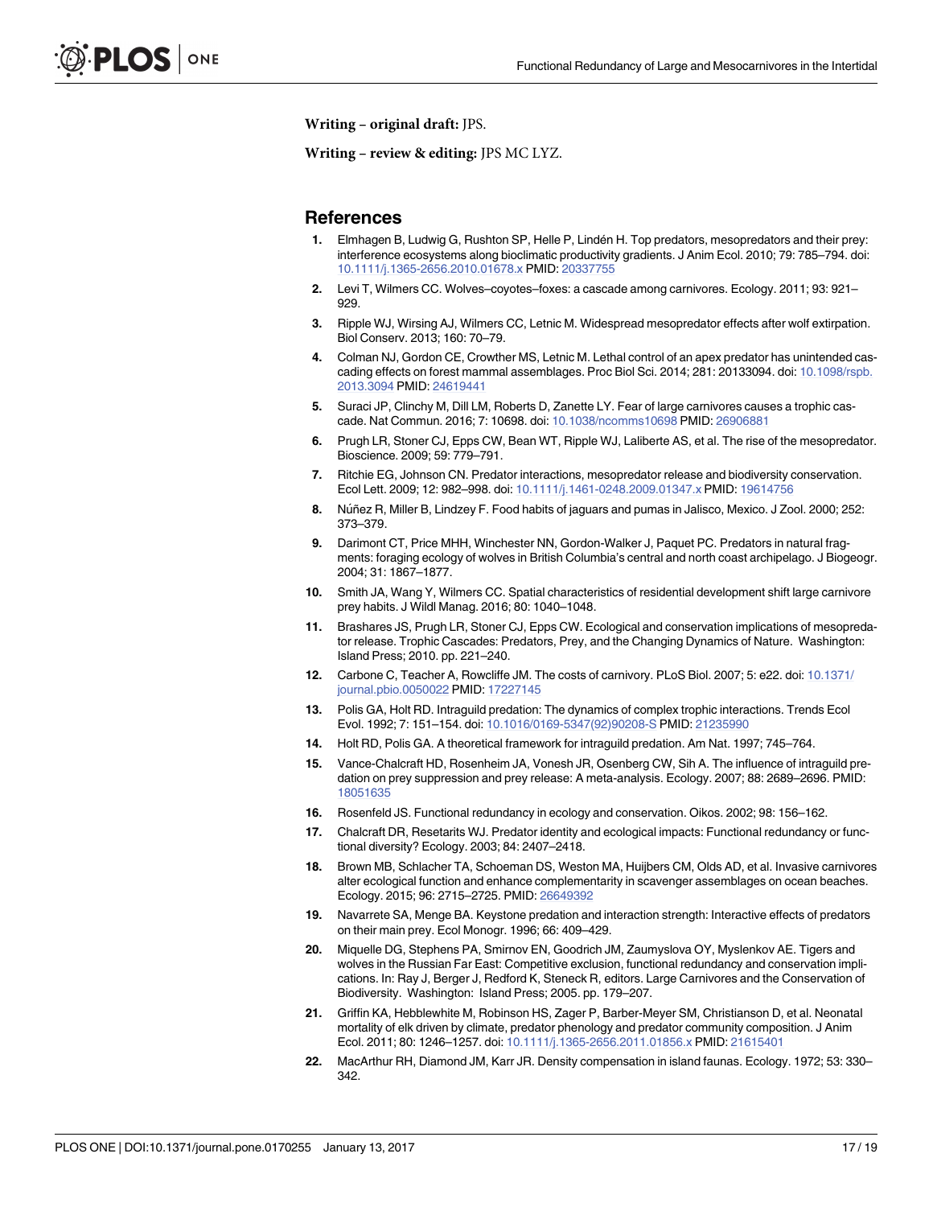**Writing – original draft:** JPS.

**Writing – review & editing:** JPS MC LYZ.

## References

1. Elmhagen B, Ludwig G, Rushton SP, Helle P, Lindén H. Top predators, mesopredators and their prey: interference ecosystems along bioclimatic productivity gradients. J Anim Ecol. 2010; 79: 785–794. doi: 10.1111/j.1365-2656.2010.01678.x PMID: 20337755
2. Levi T, Wilmers CC. Wolves–coyotes–foxes: a cascade among carnivores. Ecology. 2011; 93: 921–929.
3. Ripple WJ, Wirsing AJ, Wilmers CC, Letnic M. Widespread mesopredator effects after wolf extirpation. Biol Conserv. 2013; 160: 70–79.
4. Colman NJ, Gordon CE, Crowther MS, Letnic M. Lethal control of an apex predator has unintended cascading effects on forest mammal assemblages. Proc Biol Sci. 2014; 281: 20133094. doi: 10.1098/rspb.2013.3094 PMID: 24619441
5. Suraci JP, Clinchy M, Dill LM, Roberts D, Zanette LY. Fear of large carnivores causes a trophic cascade. Nat Commun. 2016; 7: 10698. doi: 10.1038/ncomms10698 PMID: 26906881
6. Prugh LR, Stoner CJ, Epps CW, Bean WT, Ripple WJ, Laliberte AS, et al. The rise of the mesopredator. Bioscience. 2009; 59: 779–791.
7. Ritchie EG, Johnson CN. Predator interactions, mesopredator release and biodiversity conservation. Ecol Lett. 2009; 12: 982–998. doi: 10.1111/j.1461-0248.2009.01347.x PMID: 19614756
8. Núñez R, Miller B, Lindzey F. Food habits of jaguars and pumas in Jalisco, Mexico. J Zool. 2000; 252: 373–379.
9. Darimont CT, Price MHH, Winchester NN, Gordon-Walker J, Paquet PC. Predators in natural fragments: foraging ecology of wolves in British Columbia's central and north coast archipelago. J Biogeogr. 2004; 31: 1867–1877.
10. Smith JA, Wang Y, Wilmers CC. Spatial characteristics of residential development shift large carnivore prey habits. J Wildl Manag. 2016; 80: 1040–1048.
11. Brashares JS, Prugh LR, Stoner CJ, Epps CW. Ecological and conservation implications of mesopredator release. Trophic Cascades: Predators, Prey, and the Changing Dynamics of Nature. Washington: Island Press; 2010. pp. 221–240.
12. Carbone C, Teacher A, Rowcliffe JM. The costs of carnivory. PLoS Biol. 2007; 5: e22. doi: 10.1371/journal.pbio.0050022 PMID: 17227145
13. Polis GA, Holt RD. Intraguild predation: The dynamics of complex trophic interactions. Trends Ecol Evol. 1992; 7: 151–154. doi: 10.1016/0169-5347(92)90208-S PMID: 21235990
14. Holt RD, Polis GA. A theoretical framework for intraguild predation. Am Nat. 1997; 745–764.
15. Vance-Chalcraft HD, Rosenheim JA, Vonesh JR, Osenberg CW, Sih A. The influence of intraguild predation on prey suppression and prey release: A meta-analysis. Ecology. 2007; 88: 2689–2696. PMID: 18051635
16. Rosenfeld JS. Functional redundancy in ecology and conservation. Oikos. 2002; 98: 156–162.
17. Chalcraft DR, Resetarits WJ. Predator identity and ecological impacts: Functional redundancy or functional diversity? Ecology. 2003; 84: 2407–2418.
18. Brown MB, Schlacher TA, Schoeman DS, Weston MA, Huijbers CM, Olds AD, et al. Invasive carnivores alter ecological function and enhance complementarity in scavenger assemblages on ocean beaches. Ecology. 2015; 96: 2715–2725. PMID: 26649392
19. Navarrete SA, Menge BA. Keystone predation and interaction strength: Interactive effects of predators on their main prey. Ecol Monogr. 1996; 66: 409–429.
20. Miquelle DG, Stephens PA, Smirnov EN, Goodrich JM, Zaumyslova OY, Myslenkov AE. Tigers and wolves in the Russian Far East: Competitive exclusion, functional redundancy and conservation implications. In: Ray J, Berger J, Redford K, Steneck R, editors. Large Carnivores and the Conservation of Biodiversity. Washington: Island Press; 2005. pp. 179–207.
21. Griffin KA, Hebblewhite M, Robinson HS, Zager P, Barber-Meyer SM, Christianson D, et al. Neonatal mortality of elk driven by climate, predator phenology and predator community composition. J Anim Ecol. 2011; 80: 1246–1257. doi: 10.1111/j.1365-2656.2011.01856.x PMID: 21615401
22. MacArthur RH, Diamond JM, Karr JR. Density compensation in island faunas. Ecology. 1972; 53: 330–342.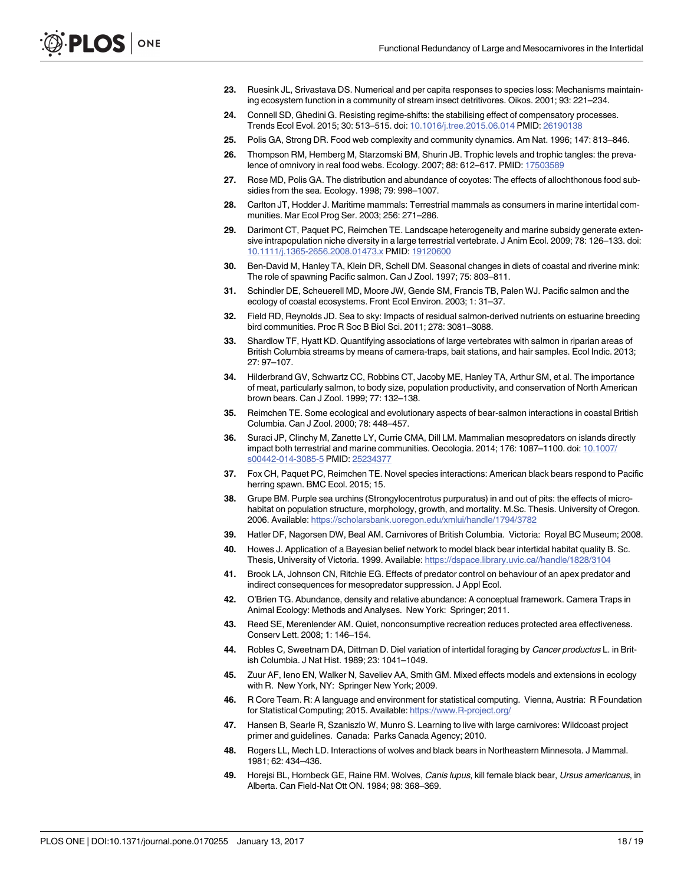23. Ruesink JL, Srivastava DS. Numerical and per capita responses to species loss: Mechanisms maintaining ecosystem function in a community of stream insect detritivores. Oikos. 2001; 93: 221–234.

24. Connell SD, Ghedini G. Resisting regime-shifts: the stabilising effect of compensatory processes. Trends Ecol Evol. 2015; 30: 513–515. doi: 10.1016/j.tree.2015.06.014 PMID: 26190138

25. Polis GA, Strong DR. Food web complexity and community dynamics. Am Nat. 1996; 147: 813–846.

26. Thompson RM, Hemberg M, Starzomski BM, Shurin JB. Trophic levels and trophic tangles: the prevalence of omnivory in real food webs. Ecology. 2007; 88: 612–617. PMID: 17503589

27. Rose MD, Polis GA. The distribution and abundance of coyotes: The effects of allochthonous food subsidies from the sea. Ecology. 1998; 79: 998–1007.

28. Carlton JT, Hodder J. Maritime mammals: Terrestrial mammals as consumers in marine intertidal communities. Mar Ecol Prog Ser. 2003; 256: 271–286.

29. Darimont CT, Paquet PC, Reimchen TE. Landscape heterogeneity and marine subsidy generate extensive intrapopulation niche diversity in a large terrestrial vertebrate. J Anim Ecol. 2009; 78: 126–133. doi: 10.1111/j.1365-2656.2008.01473.x PMID: 19120600

30. Ben-David M, Hanley TA, Klein DR, Schell DM. Seasonal changes in diets of coastal and riverine mink: The role of spawning Pacific salmon. Can J Zool. 1997; 75: 803–811.

31. Schindler DE, Scheuerell MD, Moore JW, Gende SM, Francis TB, Palen WJ. Pacific salmon and the ecology of coastal ecosystems. Front Ecol Environ. 2003; 1: 31–37.

32. Field RD, Reynolds JD. Sea to sky: Impacts of residual salmon-derived nutrients on estuarine breeding bird communities. Proc R Soc B Biol Sci. 2011; 278: 3081–3088.

33. Shardlow TF, Hyatt KD. Quantifying associations of large vertebrates with salmon in riparian areas of British Columbia streams by means of camera-traps, bait stations, and hair samples. Ecol Indic. 2013; 27: 97–107.

34. Hilderbrand GV, Schwartz CC, Robbins CT, Jacoby ME, Hanley TA, Arthur SM, et al. The importance of meat, particularly salmon, to body size, population productivity, and conservation of North American brown bears. Can J Zool. 1999; 77: 132–138.

35. Reimchen TE. Some ecological and evolutionary aspects of bear-salmon interactions in coastal British Columbia. Can J Zool. 2000; 78: 448–457.

36. Suraci JP, Clinchy M, Zanette LY, Currie CMA, Dill LM. Mammalian mesopredators on islands directly impact both terrestrial and marine communities. Oecologia. 2014; 176: 1087–1100. doi: 10.1007/s00442-014-3085-5 PMID: 25234377

37. Fox CH, Paquet PC, Reimchen TE. Novel species interactions: American black bears respond to Pacific herring spawn. BMC Ecol. 2015; 15.

38. Grupe BM. Purple sea urchins (Strongylocentrotus purpuratus) in and out of pits: the effects of microhabitat on population structure, morphology, growth, and mortality. M.Sc. Thesis. University of Oregon. 2006. Available: https://scholarsbank.uoregon.edu/xmlui/handle/1794/3782

39. Hatler DF, Nagorsen DW, Beal AM. Carnivores of British Columbia. Victoria: Royal BC Museum; 2008.

40. Howes J. Application of a Bayesian belief network to model black bear intertidal habitat quality B. Sc. Thesis, University of Victoria. 1999. Available: https://dspace.library.uvic.ca//handle/1828/3104

41. Brook LA, Johnson CN, Ritchie EG. Effects of predator control on behaviour of an apex predator and indirect consequences for mesopredator suppression. J Appl Ecol.

42. O'Brien TG. Abundance, density and relative abundance: A conceptual framework. Camera Traps in Animal Ecology: Methods and Analyses. New York: Springer; 2011.

43. Reed SE, Merenlender AM. Quiet, nonconsumptive recreation reduces protected area effectiveness. Conserv Lett. 2008; 1: 146–154.

44. Robles C, Sweetnam DA, Dittman D. Diel variation of intertidal foraging by *Cancer productus* L. in British Columbia. J Nat Hist. 1989; 23: 1041–1049.

45. Zuur AF, Ieno EN, Walker N, Saveliev AA, Smith GM. Mixed effects models and extensions in ecology with R. New York, NY: Springer New York; 2009.

46. R Core Team. R: A language and environment for statistical computing. Vienna, Austria: R Foundation for Statistical Computing; 2015. Available: https://www.R-project.org/

47. Hansen B, Searle R, Szaniszlo W, Munro S. Learning to live with large carnivores: Wildcoast project primer and guidelines. Canada: Parks Canada Agency; 2010.

48. Rogers LL, Mech LD. Interactions of wolves and black bears in Northeastern Minnesota. J Mammal. 1981; 62: 434–436.

49. Horejsi BL, Hornbeck GE, Raine RM. Wolves, *Canis lupus*, kill female black bear, *Ursus americanus*, in Alberta. Can Field-Nat Ott ON. 1984; 98: 368–369.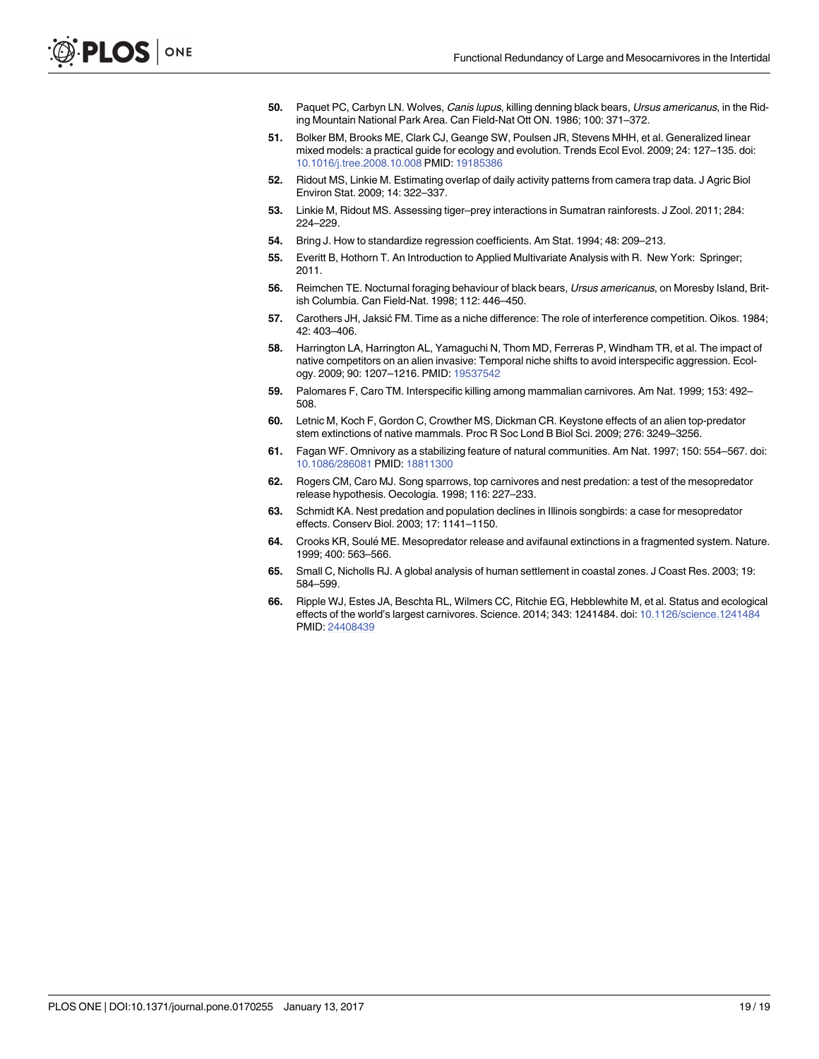50. Paquet PC, Carbyn LN. Wolves, *Canis lupus*, killing denning black bears, *Ursus americanus*, in the Riding Mountain National Park Area. Can Field-Nat Ott ON. 1986; 100: 371–372.
51. Bolker BM, Brooks ME, Clark CJ, Geange SW, Poulsen JR, Stevens MHH, et al. Generalized linear mixed models: a practical guide for ecology and evolution. Trends Ecol Evol. 2009; 24: 127–135. doi: 10.1016/j.tree.2008.10.008 PMID: 19185386
52. Ridout MS, Linkie M. Estimating overlap of daily activity patterns from camera trap data. J Agric Biol Environ Stat. 2009; 14: 322–337.
53. Linkie M, Ridout MS. Assessing tiger–prey interactions in Sumatran rainforests. J Zool. 2011; 284: 224–229.
54. Bring J. How to standardize regression coefficients. Am Stat. 1994; 48: 209–213.
55. Everitt B, Hothorn T. An Introduction to Applied Multivariate Analysis with R. New York: Springer; 2011.
56. Reimchen TE. Nocturnal foraging behaviour of black bears, *Ursus americanus*, on Moresby Island, British Columbia. Can Field-Nat. 1998; 112: 446–450.
57. Carothers JH, Jaksić FM. Time as a niche difference: The role of interference competition. Oikos. 1984; 42: 403–406.
58. Harrington LA, Harrington AL, Yamaguchi N, Thom MD, Ferreras P, Windham TR, et al. The impact of native competitors on an alien invasive: Temporal niche shifts to avoid interspecific aggression. Ecology. 2009; 90: 1207–1216. PMID: 19537542
59. Palomares F, Caro TM. Interspecific killing among mammalian carnivores. Am Nat. 1999; 153: 492–508.
60. Letnic M, Koch F, Gordon C, Crowther MS, Dickman CR. Keystone effects of an alien top-predator stem extinctions of native mammals. Proc R Soc Lond B Biol Sci. 2009; 276: 3249–3256.
61. Fagan WF. Omnivory as a stabilizing feature of natural communities. Am Nat. 1997; 150: 554–567. doi: 10.1086/286081 PMID: 18811300
62. Rogers CM, Caro MJ. Song sparrows, top carnivores and nest predation: a test of the mesopredator release hypothesis. Oecologia. 1998; 116: 227–233.
63. Schmidt KA. Nest predation and population declines in Illinois songbirds: a case for mesopredator effects. Conserv Biol. 2003; 17: 1141–1150.
64. Crooks KR, Soulé ME. Mesopredator release and avifaunal extinctions in a fragmented system. Nature. 1999; 400: 563–566.
65. Small C, Nicholls RJ. A global analysis of human settlement in coastal zones. J Coast Res. 2003; 19: 584–599.
66. Ripple WJ, Estes JA, Beschta RL, Wilmers CC, Ritchie EG, Hebblewhite M, et al. Status and ecological effects of the world's largest carnivores. Science. 2014; 343: 1241484. doi: 10.1126/science.1241484 PMID: 24408439